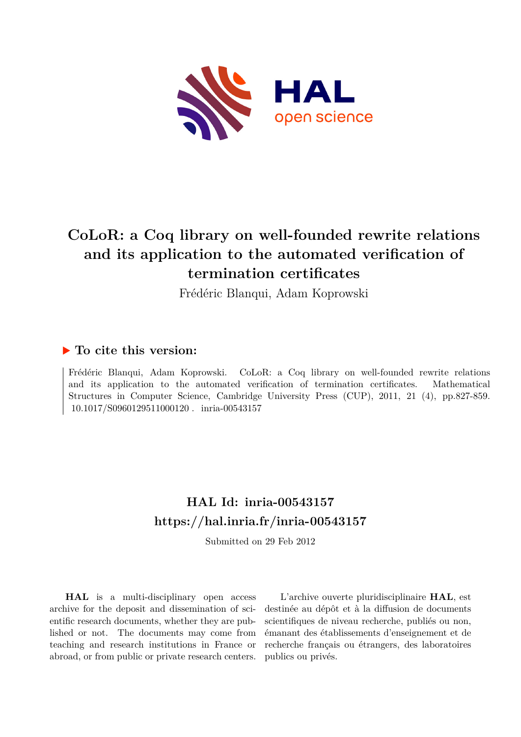# CoLoR: a Coq library on well-founded rewrite relations and its application to the automated verification of termination certificates

Frédéric Blanqui, Adam Koprowski

## ▶ To cite this version:

Frédéric Blanqui, Adam Koprowski. CoLoR: a Coq library on well-founded rewrite relations and its application to the automated verification of termination certificates. Mathematical Structures in Computer Science, Cambridge University Press (CUP), 2011, 21 (4), pp.827-859. 10.1017/S0960129511000120 . inria-00543157

## HAL Id: inria-00543157
## https://hal.inria.fr/inria-00543157

Submitted on 29 Feb 2012

**HAL** is a multi-disciplinary open access archive for the deposit and dissemination of scientific research documents, whether they are published or not. The documents may come from teaching and research institutions in France or abroad, or from public or private research centers.

L'archive ouverte pluridisciplinaire **HAL**, est destinée au dépôt et à la diffusion de documents scientifiques de niveau recherche, publiés ou non, émanant des établissements d'enseignement et de recherche français ou étrangers, des laboratoires publics ou privés.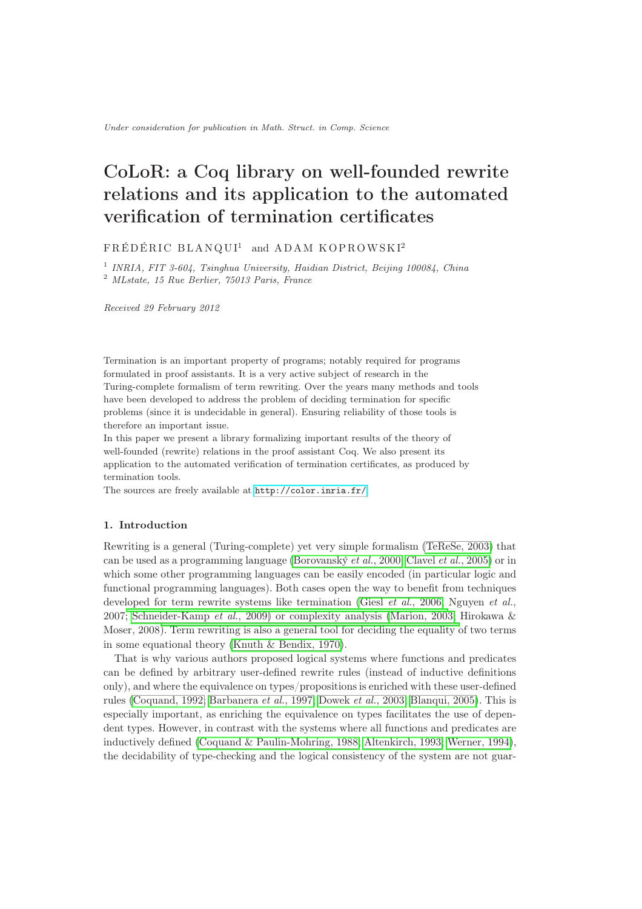*Under consideration for publication in Math. Struct. in Comp. Science*

# CoLoR: a Coq library on well-founded rewrite relations and its application to the automated verification of termination certificates

FRÉDÉRIC BLANQUI[1] and ADAM KOPROWSKI[2]

[1] *INRIA, FIT 3-604, Tsinghua University, Haidian District, Beijing 100084, China*
[2] *MLstate, 15 Rue Berlier, 75013 Paris, France*

*Received 29 February 2012*

Termination is an important property of programs; notably required for programs formulated in proof assistants. It is a very active subject of research in the Turing-complete formalism of term rewriting. Over the years many methods and tools have been developed to address the problem of deciding termination for specific problems (since it is undecidable in general). Ensuring reliability of those tools is therefore an important issue.
In this paper we present a library formalizing important results of the theory of well-founded (rewrite) relations in the proof assistant Coq. We also present its application to the automated verification of termination certificates, as produced by termination tools.
The sources are freely available at http://color.inria.fr/.

## 1. Introduction

Rewriting is a general (Turing-complete) yet very simple formalism (TeReSe, 2003) that can be used as a programming language (Borovanský *et al.*, 2000; Clavel *et al.*, 2005) or in which some other programming languages can be easily encoded (in particular logic and functional programming languages). Both cases open the way to benefit from techniques developed for term rewrite systems like termination (Giesl *et al.*, 2006; Nguyen *et al.*, 2007; Schneider-Kamp *et al.*, 2009) or complexity analysis (Marion, 2003; Hirokawa & Moser, 2008). Term rewriting is also a general tool for deciding the equality of two terms in some equational theory (Knuth & Bendix, 1970).

That is why various authors proposed logical systems where functions and predicates can be defined by arbitrary user-defined rewrite rules (instead of inductive definitions only), and where the equivalence on types/propositions is enriched with these user-defined rules (Coquand, 1992; Barbanera *et al.*, 1997; Dowek *et al.*, 2003; Blanqui, 2005). This is especially important, as enriching the equivalence on types facilitates the use of dependent types. However, in contrast with the systems where all functions and predicates are inductively defined (Coquand & Paulin-Mohring, 1988; Altenkirch, 1993; Werner, 1994), the decidability of type-checking and the logical consistency of the system are not guar-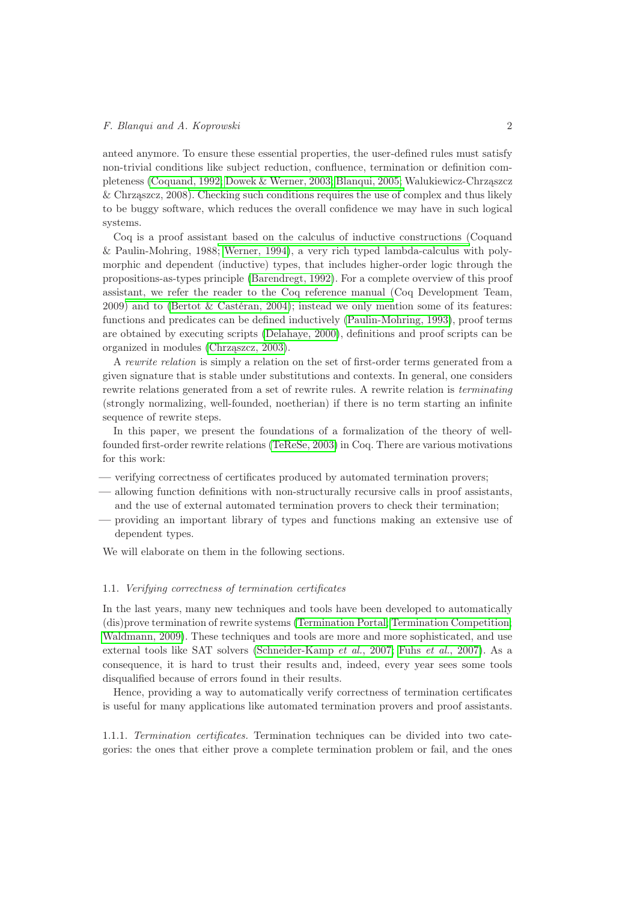anteed anymore. To ensure these essential properties, the user-defined rules must satisfy non-trivial conditions like subject reduction, confluence, termination or definition completeness (Coquand, 1992; Dowek & Werner, 2003; Blanqui, 2005; Walukiewicz-Chrząszcz & Chrząszcz, 2008). Checking such conditions requires the use of complex and thus likely to be buggy software, which reduces the overall confidence we may have in such logical systems.

Coq is a proof assistant based on the calculus of inductive constructions (Coquand & Paulin-Mohring, 1988; Werner, 1994), a very rich typed lambda-calculus with polymorphic and dependent (inductive) types, that includes higher-order logic through the propositions-as-types principle (Barendregt, 1992). For a complete overview of this proof assistant, we refer the reader to the Coq reference manual (Coq Development Team, 2009) and to (Bertot & Castéran, 2004); instead we only mention some of its features: functions and predicates can be defined inductively (Paulin-Mohring, 1993), proof terms are obtained by executing scripts (Delahaye, 2000), definitions and proof scripts can be organized in modules (Chrząszcz, 2003).

A *rewrite relation* is simply a relation on the set of first-order terms generated from a given signature that is stable under substitutions and contexts. In general, one considers rewrite relations generated from a set of rewrite rules. A rewrite relation is *terminating* (strongly normalizing, well-founded, noetherian) if there is no term starting an infinite sequence of rewrite steps.

In this paper, we present the foundations of a formalization of the theory of well-founded first-order rewrite relations (TeReSe, 2003) in Coq. There are various motivations for this work:

- verifying correctness of certificates produced by automated termination provers;
- allowing function definitions with non-structurally recursive calls in proof assistants, and the use of external automated termination provers to check their termination;
- providing an important library of types and functions making an extensive use of dependent types.

We will elaborate on them in the following sections.

### 1.1. *Verifying correctness of termination certificates*

In the last years, many new techniques and tools have been developed to automatically (dis)prove termination of rewrite systems (Termination Portal; Termination Competition; Waldmann, 2009). These techniques and tools are more and more sophisticated, and use external tools like SAT solvers (Schneider-Kamp *et al.*, 2007; Fuhs *et al.*, 2007). As a consequence, it is hard to trust their results and, indeed, every year sees some tools disqualified because of errors found in their results.

Hence, providing a way to automatically verify correctness of termination certificates is useful for many applications like automated termination provers and proof assistants.

1.1.1. *Termination certificates.* Termination techniques can be divided into two categories: the ones that either prove a complete termination problem or fail, and the ones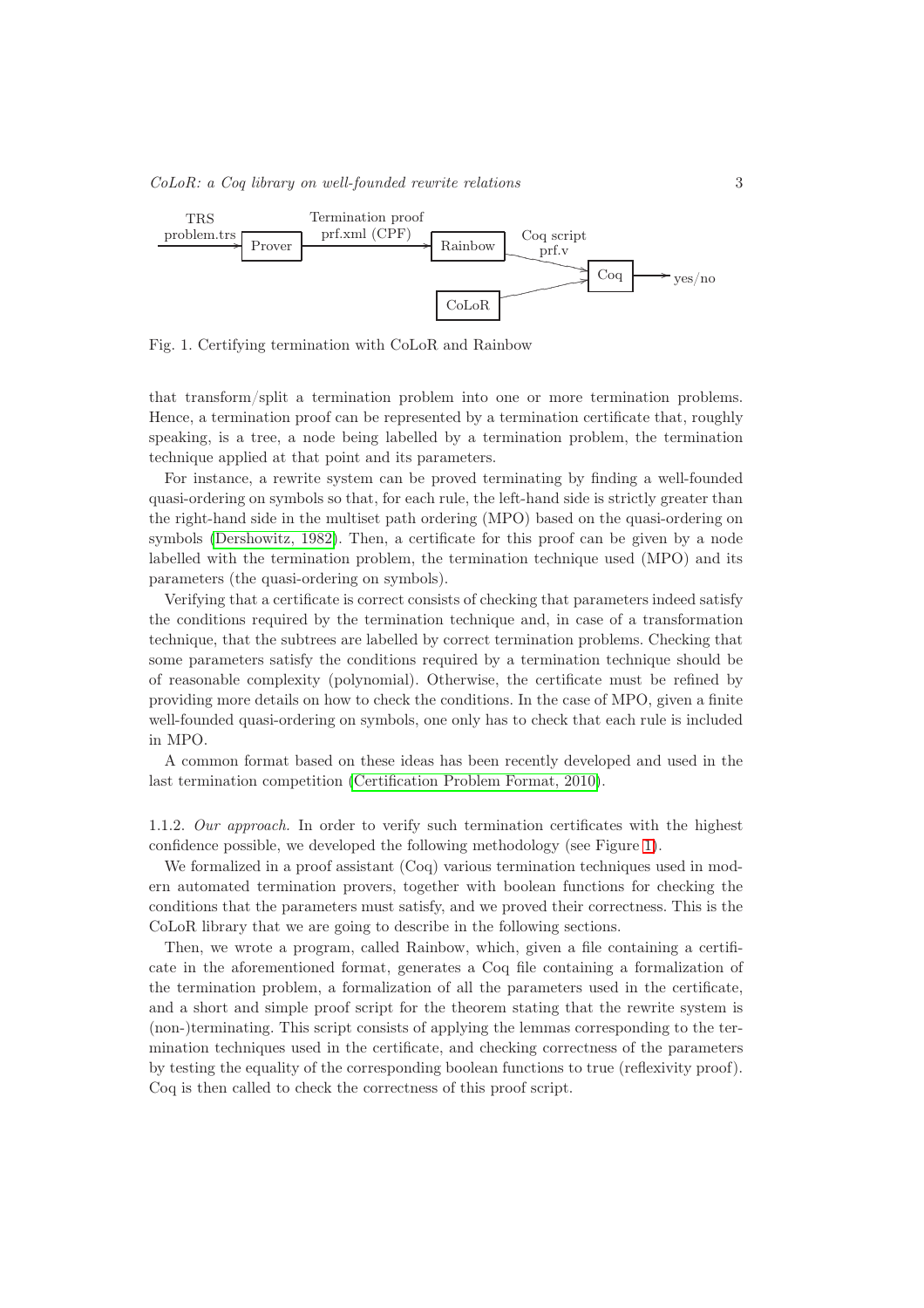Fig. 1. Certifying termination with CoLoR and Rainbow

that transform/split a termination problem into one or more termination problems. Hence, a termination proof can be represented by a termination certificate that, roughly speaking, is a tree, a node being labelled by a termination problem, the termination technique applied at that point and its parameters.

For instance, a rewrite system can be proved terminating by finding a well-founded quasi-ordering on symbols so that, for each rule, the left-hand side is strictly greater than the right-hand side in the multiset path ordering (MPO) based on the quasi-ordering on symbols (Dershowitz, 1982). Then, a certificate for this proof can be given by a node labelled with the termination problem, the termination technique used (MPO) and its parameters (the quasi-ordering on symbols).

Verifying that a certificate is correct consists of checking that parameters indeed satisfy the conditions required by the termination technique and, in case of a transformation technique, that the subtrees are labelled by correct termination problems. Checking that some parameters satisfy the conditions required by a termination technique should be of reasonable complexity (polynomial). Otherwise, the certificate must be refined by providing more details on how to check the conditions. In the case of MPO, given a finite well-founded quasi-ordering on symbols, one only has to check that each rule is included in MPO.

A common format based on these ideas has been recently developed and used in the last termination competition (Certification Problem Format, 2010).

1.1.2. *Our approach.* In order to verify such termination certificates with the highest confidence possible, we developed the following methodology (see Figure 1).

We formalized in a proof assistant (Coq) various termination techniques used in modern automated termination provers, together with boolean functions for checking the conditions that the parameters must satisfy, and we proved their correctness. This is the CoLoR library that we are going to describe in the following sections.

Then, we wrote a program, called Rainbow, which, given a file containing a certificate in the aforementioned format, generates a Coq file containing a formalization of the termination problem, a formalization of all the parameters used in the certificate, and a short and simple proof script for the theorem stating that the rewrite system is (non-)terminating. This script consists of applying the lemmas corresponding to the termination techniques used in the certificate, and checking correctness of the parameters by testing the equality of the corresponding boolean functions to true (reflexivity proof). Coq is then called to check the correctness of this proof script.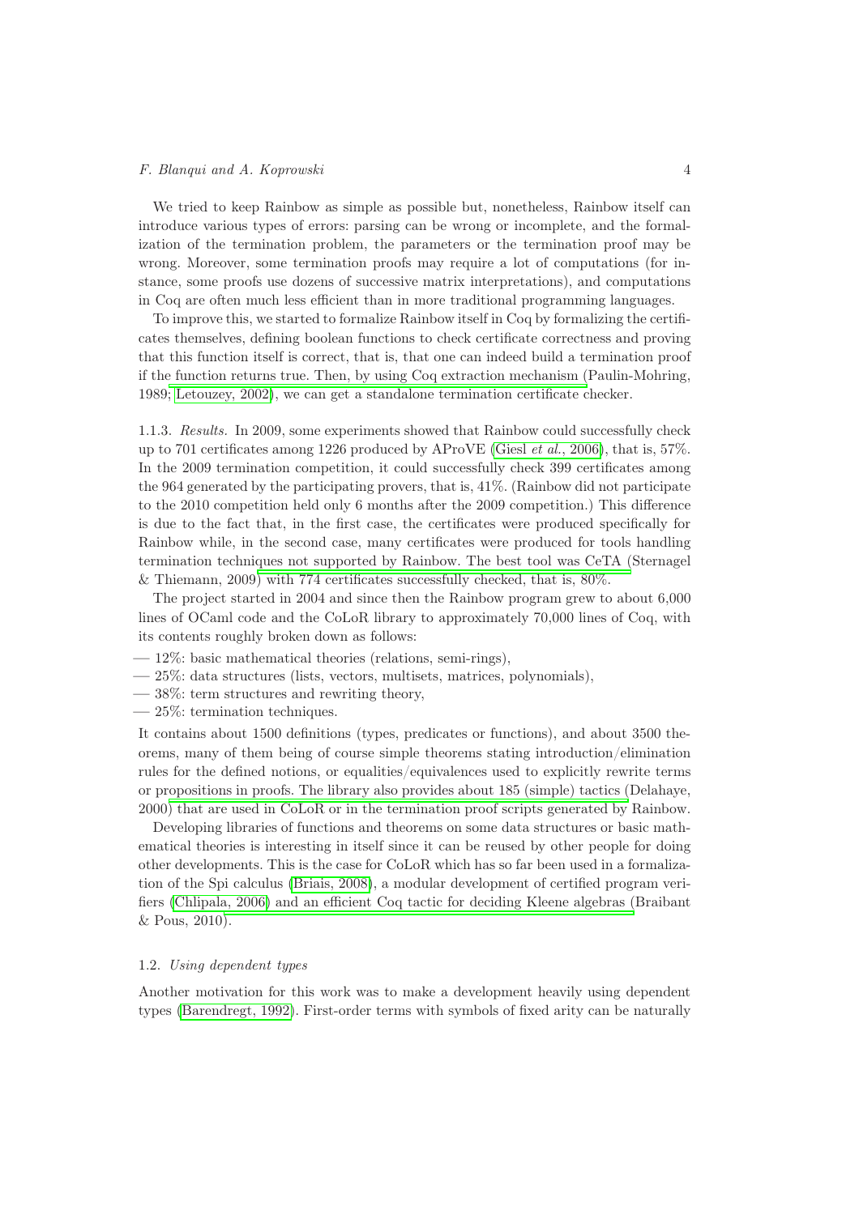We tried to keep Rainbow as simple as possible but, nonetheless, Rainbow itself can introduce various types of errors: parsing can be wrong or incomplete, and the formalization of the termination problem, the parameters or the termination proof may be wrong. Moreover, some termination proofs may require a lot of computations (for instance, some proofs use dozens of successive matrix interpretations), and computations in Coq are often much less efficient than in more traditional programming languages.

To improve this, we started to formalize Rainbow itself in Coq by formalizing the certificates themselves, defining boolean functions to check certificate correctness and proving that this function itself is correct, that is, that one can indeed build a termination proof if the function returns true. Then, by using Coq extraction mechanism (Paulin-Mohring, 1989; Letouzey, 2002), we can get a standalone termination certificate checker.

1.1.3. *Results.* In 2009, some experiments showed that Rainbow could successfully check up to 701 certificates among 1226 produced by AProVE (Giesl *et al.*, 2006), that is, 57%. In the 2009 termination competition, it could successfully check 399 certificates among the 964 generated by the participating provers, that is, 41%. (Rainbow did not participate to the 2010 competition held only 6 months after the 2009 competition.) This difference is due to the fact that, in the first case, the certificates were produced specifically for Rainbow while, in the second case, many certificates were produced for tools handling termination techniques not supported by Rainbow. The best tool was CeTA (Sternagel & Thiemann, 2009) with 774 certificates successfully checked, that is, 80%.

The project started in 2004 and since then the Rainbow program grew to about 6,000 lines of OCaml code and the CoLoR library to approximately 70,000 lines of Coq, with its contents roughly broken down as follows:

- 12%: basic mathematical theories (relations, semi-rings),
- 25%: data structures (lists, vectors, multisets, matrices, polynomials),
- 38%: term structures and rewriting theory,
- 25%: termination techniques.

It contains about 1500 definitions (types, predicates or functions), and about 3500 theorems, many of them being of course simple theorems stating introduction/elimination rules for the defined notions, or equalities/equivalences used to explicitly rewrite terms or propositions in proofs. The library also provides about 185 (simple) tactics (Delahaye, 2000) that are used in CoLoR or in the termination proof scripts generated by Rainbow.

Developing libraries of functions and theorems on some data structures or basic mathematical theories is interesting in itself since it can be reused by other people for doing other developments. This is the case for CoLoR which has so far been used in a formalization of the Spi calculus (Briais, 2008), a modular development of certified program verifiers (Chlipala, 2006) and an efficient Coq tactic for deciding Kleene algebras (Braibant & Pous, 2010).

### 1.2. *Using dependent types*

Another motivation for this work was to make a development heavily using dependent types (Barendregt, 1992). First-order terms with symbols of fixed arity can be naturally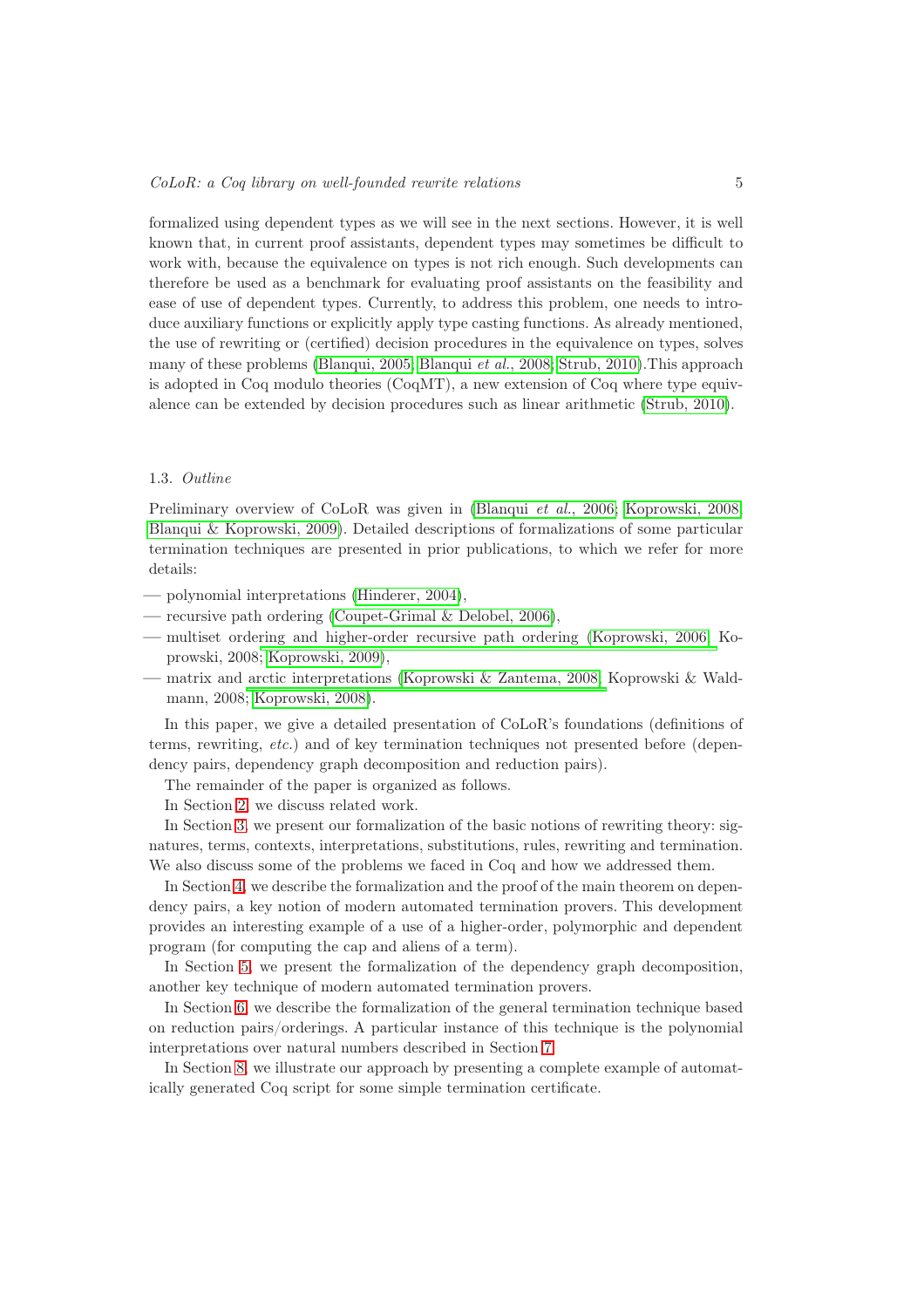formalized using dependent types as we will see in the next sections. However, it is well known that, in current proof assistants, dependent types may sometimes be difficult to work with, because the equivalence on types is not rich enough. Such developments can therefore be used as a benchmark for evaluating proof assistants on the feasibility and ease of use of dependent types. Currently, to address this problem, one needs to introduce auxiliary functions or explicitly apply type casting functions. As already mentioned, the use of rewriting or (certified) decision procedures in the equivalence on types, solves many of these problems (Blanqui, 2005; Blanqui *et al.*, 2008; Strub, 2010).This approach is adopted in Coq modulo theories (CoqMT), a new extension of Coq where type equivalence can be extended by decision procedures such as linear arithmetic (Strub, 2010).

### 1.3. *Outline*

Preliminary overview of CoLoR was given in (Blanqui *et al.*, 2006; Koprowski, 2008; Blanqui & Koprowski, 2009). Detailed descriptions of formalizations of some particular termination techniques are presented in prior publications, to which we refer for more details:

- polynomial interpretations (Hinderer, 2004),
- recursive path ordering (Coupet-Grimal & Delobel, 2006),
- multiset ordering and higher-order recursive path ordering (Koprowski, 2006; Koprowski, 2008; Koprowski, 2009),
- matrix and arctic interpretations (Koprowski & Zantema, 2008; Koprowski & Waldmann, 2008; Koprowski, 2008).

In this paper, we give a detailed presentation of CoLoR's foundations (definitions of terms, rewriting, *etc.*) and of key termination techniques not presented before (dependency pairs, dependency graph decomposition and reduction pairs).

The remainder of the paper is organized as follows.

In Section 2, we discuss related work.

In Section 3, we present our formalization of the basic notions of rewriting theory: signatures, terms, contexts, interpretations, substitutions, rules, rewriting and termination. We also discuss some of the problems we faced in Coq and how we addressed them.

In Section 4, we describe the formalization and the proof of the main theorem on dependency pairs, a key notion of modern automated termination provers. This development provides an interesting example of a use of a higher-order, polymorphic and dependent program (for computing the cap and aliens of a term).

In Section 5, we present the formalization of the dependency graph decomposition, another key technique of modern automated termination provers.

In Section 6, we describe the formalization of the general termination technique based on reduction pairs/orderings. A particular instance of this technique is the polynomial interpretations over natural numbers described in Section 7.

In Section 8, we illustrate our approach by presenting a complete example of automatically generated Coq script for some simple termination certificate.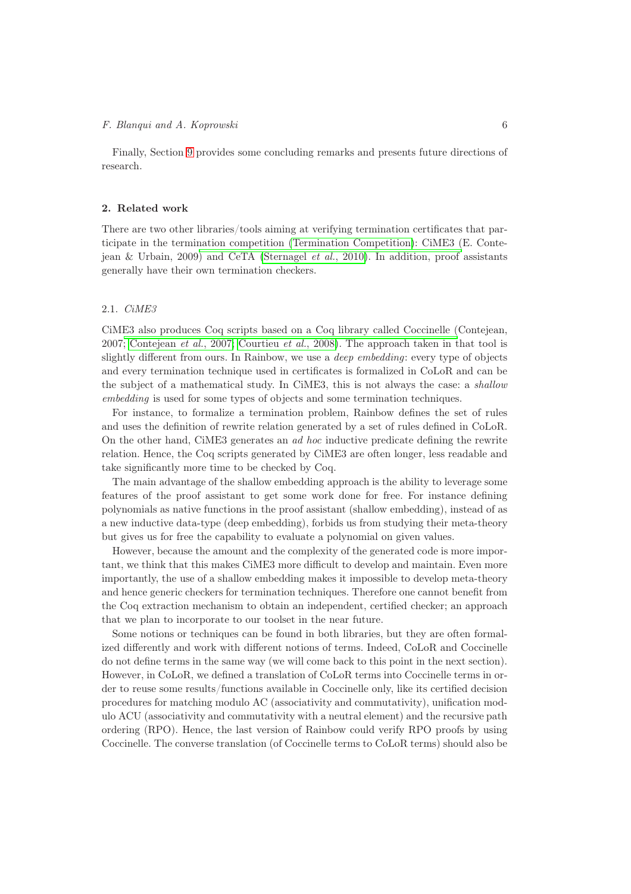Finally, Section 9 provides some concluding remarks and presents future directions of research.

## 2. Related work

There are two other libraries/tools aiming at verifying termination certificates that participate in the termination competition (Termination Competition): CiME3 (E. Contejean & Urbain, 2009) and CeTA (Sternagel *et al.*, 2010). In addition, proof assistants generally have their own termination checkers.

### 2.1. *CiME3*

CiME3 also produces Coq scripts based on a Coq library called Coccinelle (Contejean, 2007; Contejean *et al.*, 2007; Courtieu *et al.*, 2008). The approach taken in that tool is slightly different from ours. In Rainbow, we use a *deep embedding*: every type of objects and every termination technique used in certificates is formalized in CoLoR and can be the subject of a mathematical study. In CiME3, this is not always the case: a *shallow embedding* is used for some types of objects and some termination techniques.

For instance, to formalize a termination problem, Rainbow defines the set of rules and uses the definition of rewrite relation generated by a set of rules defined in CoLoR. On the other hand, CiME3 generates an *ad hoc* inductive predicate defining the rewrite relation. Hence, the Coq scripts generated by CiME3 are often longer, less readable and take significantly more time to be checked by Coq.

The main advantage of the shallow embedding approach is the ability to leverage some features of the proof assistant to get some work done for free. For instance defining polynomials as native functions in the proof assistant (shallow embedding), instead of as a new inductive data-type (deep embedding), forbids us from studying their meta-theory but gives us for free the capability to evaluate a polynomial on given values.

However, because the amount and the complexity of the generated code is more important, we think that this makes CiME3 more difficult to develop and maintain. Even more importantly, the use of a shallow embedding makes it impossible to develop meta-theory and hence generic checkers for termination techniques. Therefore one cannot benefit from the Coq extraction mechanism to obtain an independent, certified checker; an approach that we plan to incorporate to our toolset in the near future.

Some notions or techniques can be found in both libraries, but they are often formalized differently and work with different notions of terms. Indeed, CoLoR and Coccinelle do not define terms in the same way (we will come back to this point in the next section). However, in CoLoR, we defined a translation of CoLoR terms into Coccinelle terms in order to reuse some results/functions available in Coccinelle only, like its certified decision procedures for matching modulo AC (associativity and commutativity), unification modulo ACU (associativity and commutativity with a neutral element) and the recursive path ordering (RPO). Hence, the last version of Rainbow could verify RPO proofs by using Coccinelle. The converse translation (of Coccinelle terms to CoLoR terms) should also be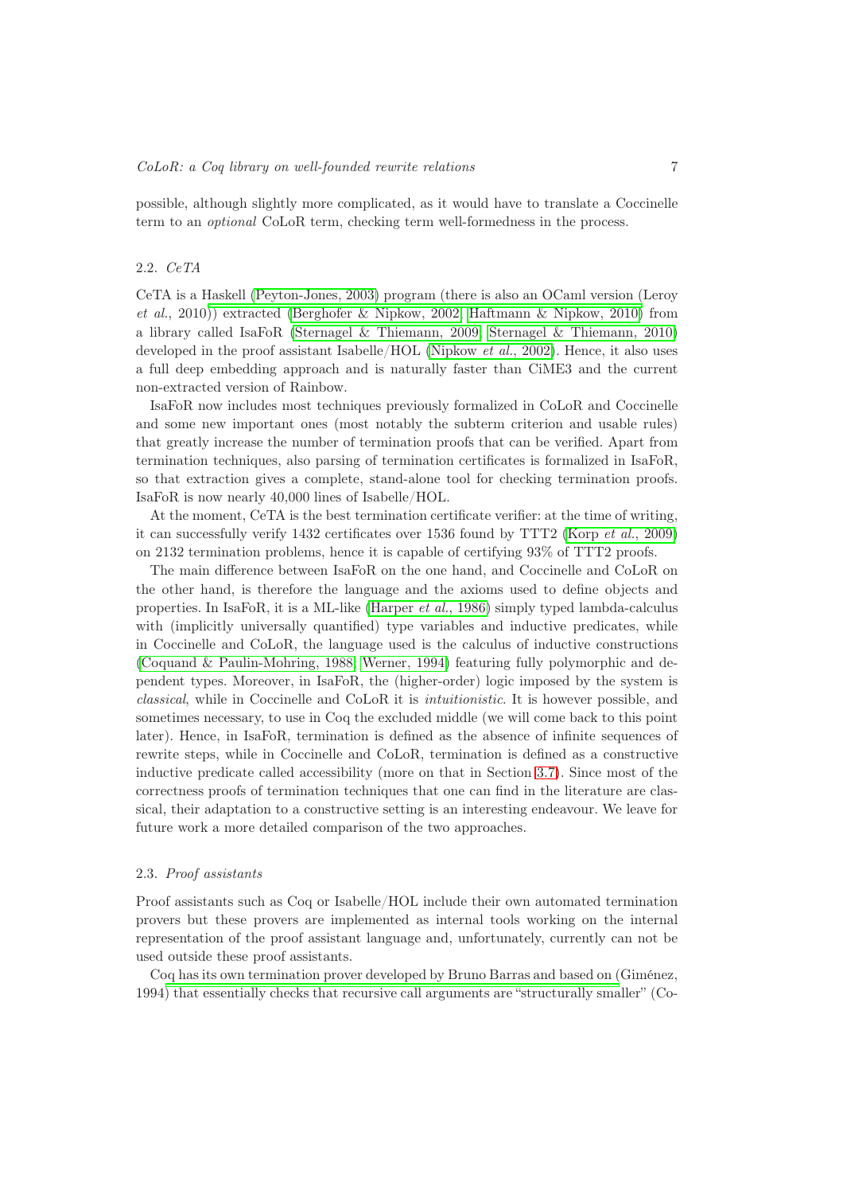possible, although slightly more complicated, as it would have to translate a Coccinelle term to an *optional* CoLoR term, checking term well-formedness in the process.

### 2.2. *CeTA*

CeTA is a Haskell (Peyton-Jones, 2003) program (there is also an OCaml version (Leroy *et al.*, 2010)) extracted (Berghofer & Nipkow, 2002; Haftmann & Nipkow, 2010) from a library called IsaFoR (Sternagel & Thiemann, 2009; Sternagel & Thiemann, 2010) developed in the proof assistant Isabelle/HOL (Nipkow *et al.*, 2002). Hence, it also uses a full deep embedding approach and is naturally faster than CiME3 and the current non-extracted version of Rainbow.

IsaFoR now includes most techniques previously formalized in CoLoR and Coccinelle and some new important ones (most notably the subterm criterion and usable rules) that greatly increase the number of termination proofs that can be verified. Apart from termination techniques, also parsing of termination certificates is formalized in IsaFoR, so that extraction gives a complete, stand-alone tool for checking termination proofs. IsaFoR is now nearly 40,000 lines of Isabelle/HOL.

At the moment, CeTA is the best termination certificate verifier: at the time of writing, it can successfully verify 1432 certificates over 1536 found by TTT2 (Korp *et al.*, 2009) on 2132 termination problems, hence it is capable of certifying 93% of TTT2 proofs.

The main difference between IsaFoR on the one hand, and Coccinelle and CoLoR on the other hand, is therefore the language and the axioms used to define objects and properties. In IsaFoR, it is a ML-like (Harper *et al.*, 1986) simply typed lambda-calculus with (implicitly universally quantified) type variables and inductive predicates, while in Coccinelle and CoLoR, the language used is the calculus of inductive constructions (Coquand & Paulin-Mohring, 1988; Werner, 1994) featuring fully polymorphic and dependent types. Moreover, in IsaFoR, the (higher-order) logic imposed by the system is *classical*, while in Coccinelle and CoLoR it is *intuitionistic*. It is however possible, and sometimes necessary, to use in Coq the excluded middle (we will come back to this point later). Hence, in IsaFoR, termination is defined as the absence of infinite sequences of rewrite steps, while in Coccinelle and CoLoR, termination is defined as a constructive inductive predicate called accessibility (more on that in Section 3.7). Since most of the correctness proofs of termination techniques that one can find in the literature are classical, their adaptation to a constructive setting is an interesting endeavour. We leave for future work a more detailed comparison of the two approaches.

### 2.3. *Proof assistants*

Proof assistants such as Coq or Isabelle/HOL include their own automated termination provers but these provers are implemented as internal tools working on the internal representation of the proof assistant language and, unfortunately, currently can not be used outside these proof assistants.

Coq has its own termination prover developed by Bruno Barras and based on (Giménez, 1994) that essentially checks that recursive call arguments are "structurally smaller" (Co-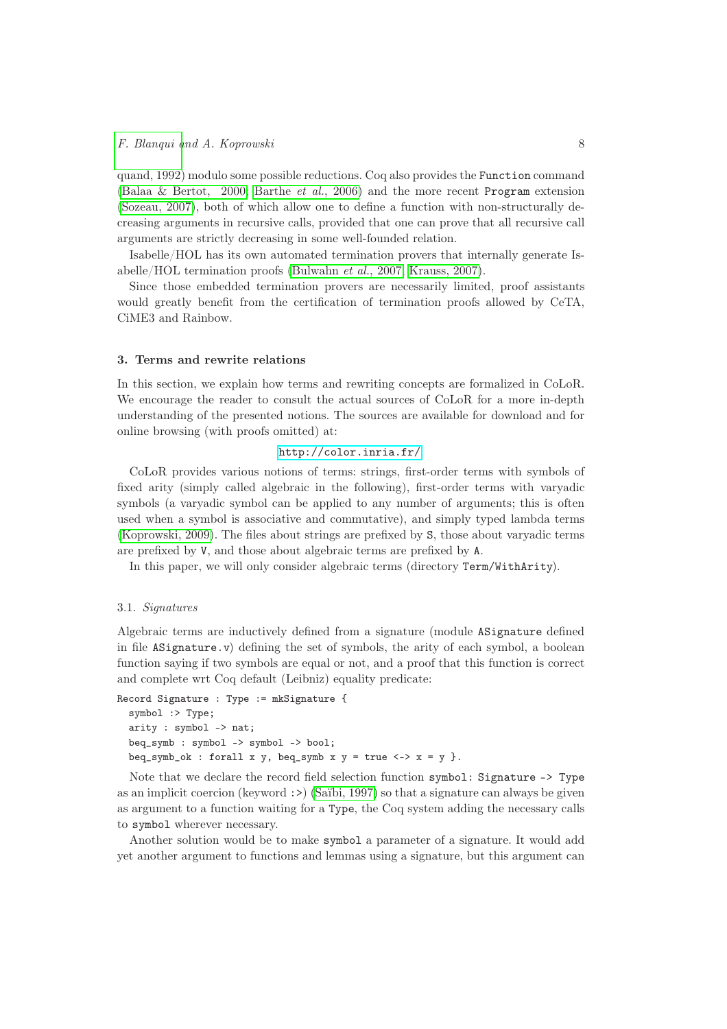quand, 1992) modulo some possible reductions. Coq also provides the `Function` command (Balaa & Bertot, 2000; Barthe *et al.*, 2006) and the more recent `Program` extension (Sozeau, 2007), both of which allow one to define a function with non-structurally decreasing arguments in recursive calls, provided that one can prove that all recursive call arguments are strictly decreasing in some well-founded relation.

Isabelle/HOL has its own automated termination provers that internally generate Isabelle/HOL termination proofs (Bulwahn *et al.*, 2007; Krauss, 2007).

Since those embedded termination provers are necessarily limited, proof assistants would greatly benefit from the certification of termination proofs allowed by CeTA, CiME3 and Rainbow.

## 3. Terms and rewrite relations

In this section, we explain how terms and rewriting concepts are formalized in CoLoR. We encourage the reader to consult the actual sources of CoLoR for a more in-depth understanding of the presented notions. The sources are available for download and for online browsing (with proofs omitted) at:

http://color.inria.fr/

CoLoR provides various notions of terms: strings, first-order terms with symbols of fixed arity (simply called algebraic in the following), first-order terms with varyadic symbols (a varyadic symbol can be applied to any number of arguments; this is often used when a symbol is associative and commutative), and simply typed lambda terms (Koprowski, 2009). The files about strings are prefixed by `S`, those about varyadic terms are prefixed by `V`, and those about algebraic terms are prefixed by `A`.

In this paper, we will only consider algebraic terms (directory `Term/WithArity`).

### 3.1. *Signatures*

Algebraic terms are inductively defined from a signature (module `ASignature` defined in file `ASignature.v`) defining the set of symbols, the arity of each symbol, a boolean function saying if two symbols are equal or not, and a proof that this function is correct and complete wrt Coq default (Leibniz) equality predicate:

```
Record Signature : Type := mkSignature {
  symbol :> Type;
  arity : symbol -> nat;
  beq_symb : symbol -> symbol -> bool;
  beq_symb_ok : forall x y, beq_symb x y = true <-> x = y }.
```

Note that we declare the record field selection function `symbol: Signature -> Type` as an implicit coercion (keyword `:>`) (Saïbi, 1997) so that a signature can always be given as argument to a function waiting for a `Type`, the Coq system adding the necessary calls to `symbol` wherever necessary.

Another solution would be to make `symbol` a parameter of a signature. It would add yet another argument to functions and lemmas using a signature, but this argument can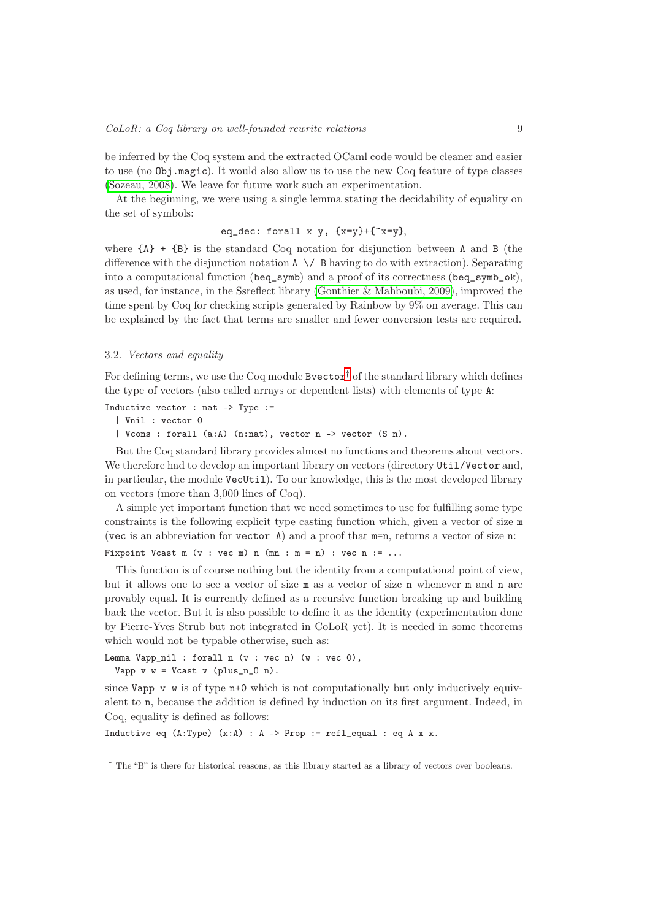be inferred by the Coq system and the extracted OCaml code would be cleaner and easier to use (no `Obj.magic`). It would also allow us to use the new Coq feature of type classes (Sozeau, 2008). We leave for future work such an experimentation.

At the beginning, we were using a single lemma stating the decidability of equality on the set of symbols:

```
eq_dec: forall x y, {x=y}+{~x=y},
```

where `{A} + {B}` is the standard Coq notation for disjunction between `A` and `B` (the difference with the disjunction notation `A \/ B` having to do with extraction). Separating into a computational function (`beq_symb`) and a proof of its correctness (`beq_symb_ok`), as used, for instance, in the Ssreflect library (Gonthier & Mahboubi, 2009), improved the time spent by Coq for checking scripts generated by Rainbow by 9% on average. This can be explained by the fact that terms are smaller and fewer conversion tests are required.

### 3.2. *Vectors and equality*

For defining terms, we use the Coq module `Bvector`[†] of the standard library which defines the type of vectors (also called arrays or dependent lists) with elements of type `A`:

```
Inductive vector : nat -> Type :=
  | Vnil : vector 0
  | Vcons : forall (a:A) (n:nat), vector n -> vector (S n).
```

But the Coq standard library provides almost no functions and theorems about vectors. We therefore had to develop an important library on vectors (directory `Util/Vector` and, in particular, the module `VecUtil`). To our knowledge, this is the most developed library on vectors (more than 3,000 lines of Coq).

A simple yet important function that we need sometimes to use for fulfilling some type constraints is the following explicit type casting function which, given a vector of size `m` (`vec` is an abbreviation for `vector A`) and a proof that `m=n`, returns a vector of size `n`:

```
Fixpoint Vcast m (v : vec m) n (mn : m = n) : vec n := ...
```

This function is of course nothing but the identity from a computational point of view, but it allows one to see a vector of size `m` as a vector of size `n` whenever `m` and `n` are provably equal. It is currently defined as a recursive function breaking up and building back the vector. But it is also possible to define it as the identity (experimentation done by Pierre-Yves Strub but not integrated in CoLoR yet). It is needed in some theorems which would not be typable otherwise, such as:

```
Lemma Vapp_nil : forall n (v : vec n) (w : vec 0),
  Vapp v w = Vcast v (plus_n_O n).
```

since `Vapp v w` is of type `n+0` which is not computationally but only inductively equivalent to `n`, because the addition is defined by induction on its first argument. Indeed, in Coq, equality is defined as follows:

```
Inductive eq (A:Type) (x:A) : A -> Prop := refl_equal : eq A x x.
```

[†] The "B" is there for historical reasons, as this library started as a library of vectors over booleans.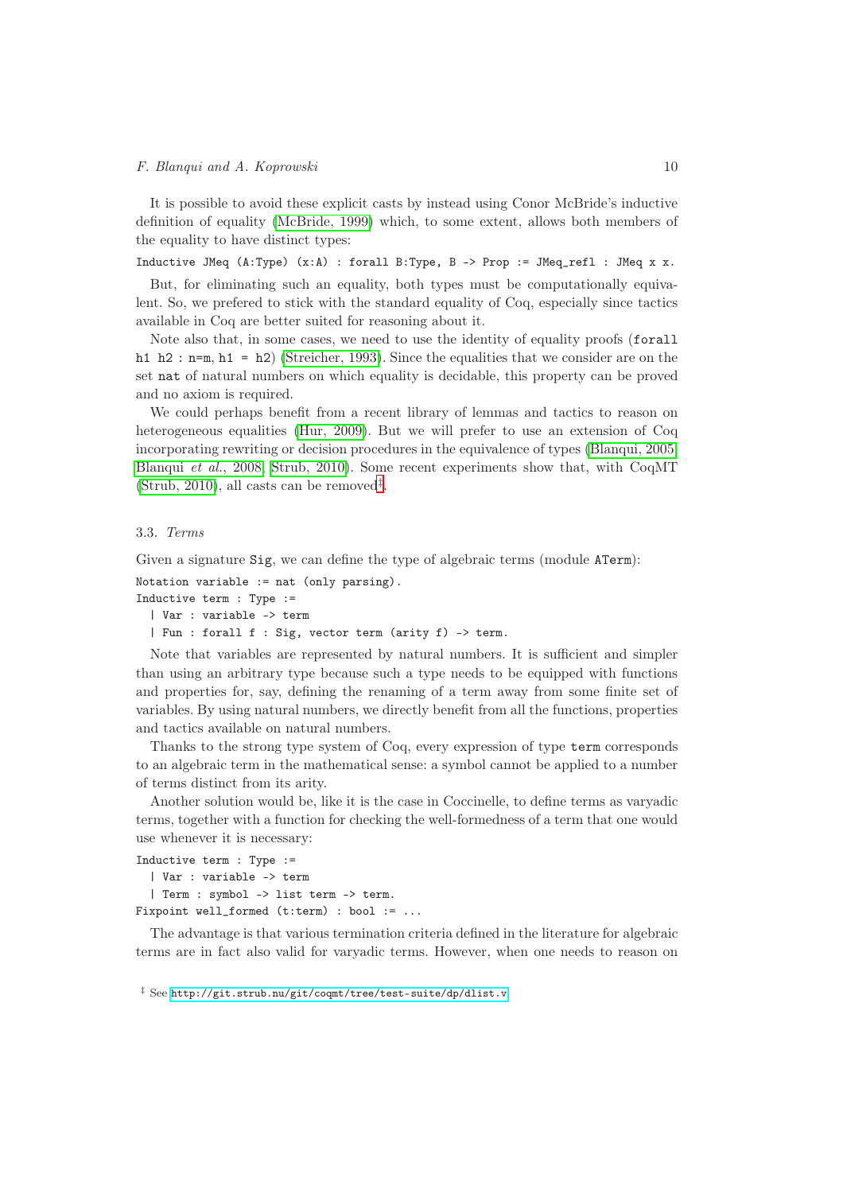It is possible to avoid these explicit casts by instead using Conor McBride's inductive definition of equality (McBride, 1999) which, to some extent, allows both members of the equality to have distinct types:

```
Inductive JMeq (A:Type) (x:A) : forall B:Type, B -> Prop := JMeq_refl : JMeq x x.
```

But, for eliminating such an equality, both types must be computationally equivalent. So, we prefered to stick with the standard equality of Coq, especially since tactics available in Coq are better suited for reasoning about it.

Note also that, in some cases, we need to use the identity of equality proofs (`forall h1 h2 : n=m, h1 = h2`) (Streicher, 1993). Since the equalities that we consider are on the set `nat` of natural numbers on which equality is decidable, this property can be proved and no axiom is required.

We could perhaps benefit from a recent library of lemmas and tactics to reason on heterogeneous equalities (Hur, 2009). But we will prefer to use an extension of Coq incorporating rewriting or decision procedures in the equivalence of types (Blanqui, 2005; Blanqui *et al.*, 2008; Strub, 2010). Some recent experiments show that, with CoqMT (Strub, 2010), all casts can be removed[‡].

### 3.3. *Terms*

Given a signature `Sig`, we can define the type of algebraic terms (module `ATerm`):

```
Notation variable := nat (only parsing).
Inductive term : Type :=
  | Var : variable -> term
  | Fun : forall f : Sig, vector term (arity f) -> term.
```

Note that variables are represented by natural numbers. It is sufficient and simpler than using an arbitrary type because such a type needs to be equipped with functions and properties for, say, defining the renaming of a term away from some finite set of variables. By using natural numbers, we directly benefit from all the functions, properties and tactics available on natural numbers.

Thanks to the strong type system of Coq, every expression of type `term` corresponds to an algebraic term in the mathematical sense: a symbol cannot be applied to a number of terms distinct from its arity.

Another solution would be, like it is the case in Coccinelle, to define terms as varyadic terms, together with a function for checking the well-formedness of a term that one would use whenever it is necessary:

```
Inductive term : Type :=
  | Var : variable -> term
  | Term : symbol -> list term -> term.
Fixpoint well_formed (t:term) : bool := ...
```

The advantage is that various termination criteria defined in the literature for algebraic terms are in fact also valid for varyadic terms. However, when one needs to reason on

[‡] See http://git.strub.nu/git/coqmt/tree/test-suite/dp/dlist.v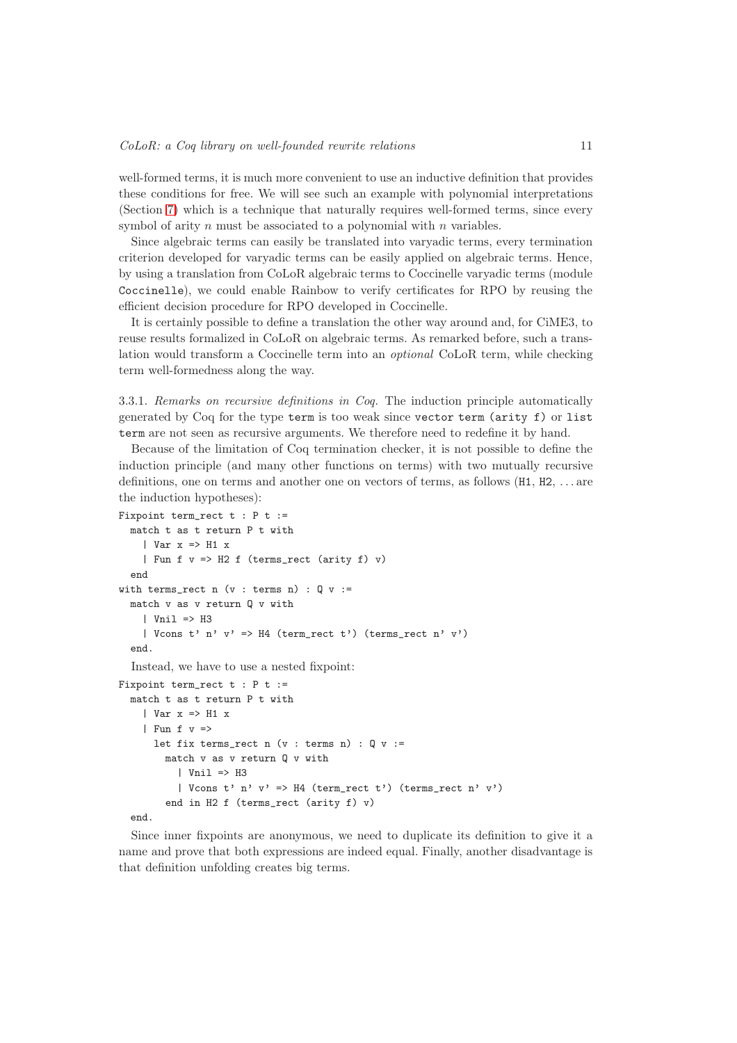well-formed terms, it is much more convenient to use an inductive definition that provides these conditions for free. We will see such an example with polynomial interpretations (Section 7) which is a technique that naturally requires well-formed terms, since every symbol of arity $n$ must be associated to a polynomial with $n$ variables.

Since algebraic terms can easily be translated into varyadic terms, every termination criterion developed for varyadic terms can be easily applied on algebraic terms. Hence, by using a translation from CoLoR algebraic terms to Coccinelle varyadic terms (module `Coccinelle`), we could enable Rainbow to verify certificates for RPO by reusing the efficient decision procedure for RPO developed in Coccinelle.

It is certainly possible to define a translation the other way around and, for CiME3, to reuse results formalized in CoLoR on algebraic terms. As remarked before, such a translation would transform a Coccinelle term into an *optional* CoLoR term, while checking term well-formedness along the way.

3.3.1. *Remarks on recursive definitions in Coq.* The induction principle automatically generated by Coq for the type `term` is too weak since `vector term (arity f)` or `list term` are not seen as recursive arguments. We therefore need to redefine it by hand.

Because of the limitation of Coq termination checker, it is not possible to define the induction principle (and many other functions on terms) with two mutually recursive definitions, one on terms and another one on vectors of terms, as follows (`H1`, `H2`, ... are the induction hypotheses):

```
Fixpoint term_rect t : P t :=
  match t as t return P t with
    | Var x => H1 x
    | Fun f v => H2 f (terms_rect (arity f) v)
  end
with terms_rect n (v : terms n) : Q v :=
  match v as v return Q v with
    | Vnil => H3
    | Vcons t' n' v' => H4 (term_rect t') (terms_rect n' v')
  end.
```

Instead, we have to use a nested fixpoint:

```
Fixpoint term_rect t : P t :=
  match t as t return P t with
    | Var x => H1 x
    | Fun f v =>
      let fix terms_rect n (v : terms n) : Q v :=
        match v as v return Q v with
          | Vnil => H3
          | Vcons t' n' v' => H4 (term_rect t') (terms_rect n' v')
        end in H2 f (terms_rect (arity f) v)
  end.
```

Since inner fixpoints are anonymous, we need to duplicate its definition to give it a name and prove that both expressions are indeed equal. Finally, another disadvantage is that definition unfolding creates big terms.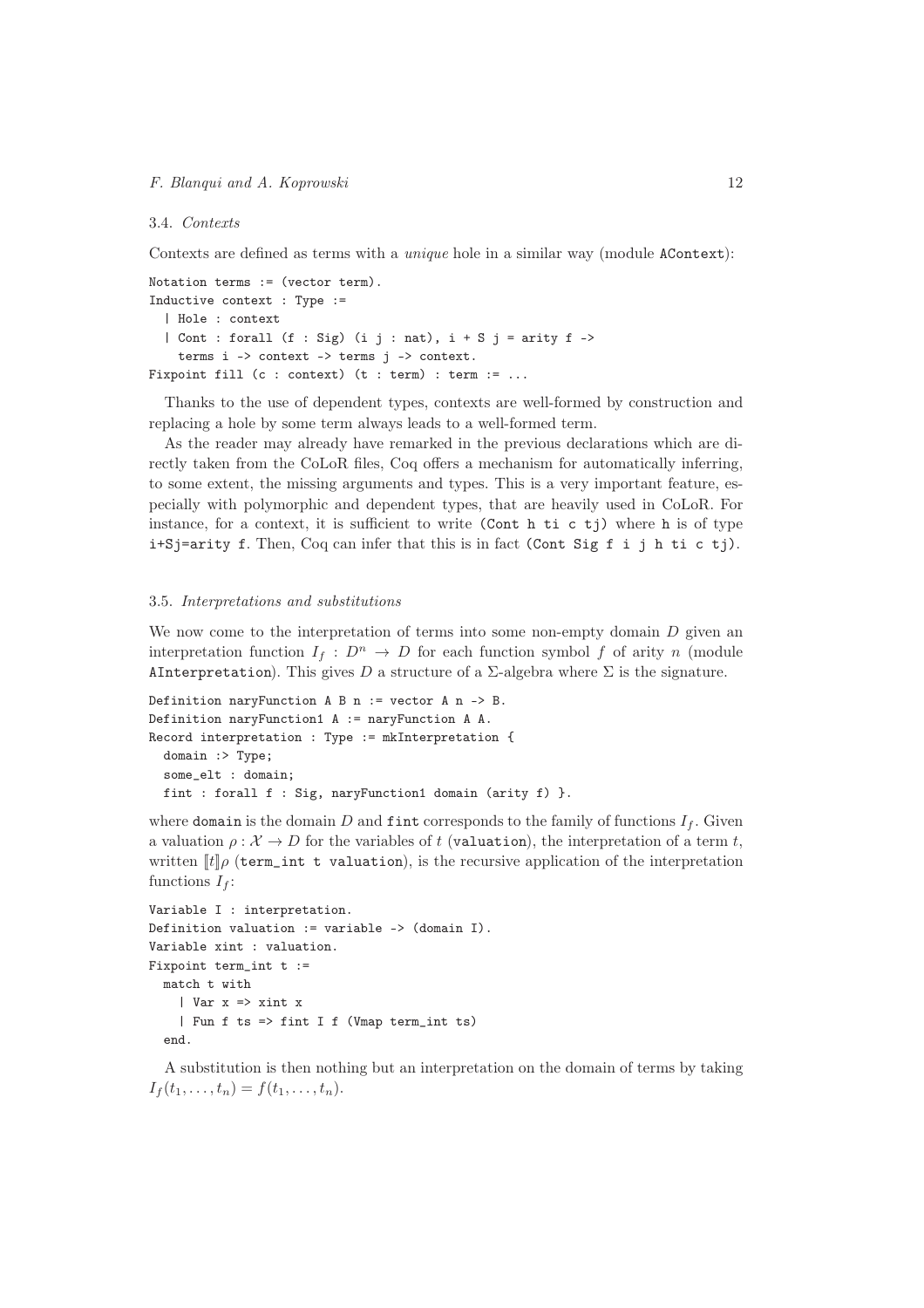### 3.4. *Contexts*

Contexts are defined as terms with a *unique* hole in a similar way (module `AContext`):

```
Notation terms := (vector term).
Inductive context : Type :=
  | Hole : context
  | Cont : forall (f : Sig) (i j : nat), i + S j = arity f ->
    terms i -> context -> terms j -> context.
Fixpoint fill (c : context) (t : term) : term := ...
```

Thanks to the use of dependent types, contexts are well-formed by construction and replacing a hole by some term always leads to a well-formed term.

As the reader may already have remarked in the previous declarations which are directly taken from the CoLoR files, Coq offers a mechanism for automatically inferring, to some extent, the missing arguments and types. This is a very important feature, especially with polymorphic and dependent types, that are heavily used in CoLoR. For instance, for a context, it is sufficient to write `(Cont h ti c tj)` where `h` is of type `i+Sj=arity f`. Then, Coq can infer that this is in fact `(Cont Sig f i j h ti c tj)`.

### 3.5. *Interpretations and substitutions*

We now come to the interpretation of terms into some non-empty domain $D$ given an interpretation function $I_f : D^n \to D$ for each function symbol $f$ of arity $n$ (module `AInterpretation`). This gives $D$ a structure of a $\Sigma$-algebra where $\Sigma$ is the signature.

```
Definition naryFunction A B n := vector A n -> B.
Definition naryFunction1 A := naryFunction A A.
Record interpretation : Type := mkInterpretation {
  domain :> Type;
  some_elt : domain;
  fint : forall f : Sig, naryFunction1 domain (arity f) }.
```

where `domain` is the domain $D$ and `fint` corresponds to the family of functions $I_f$. Given a valuation $\rho : \mathcal{X} \to D$ for the variables of $t$ (`valuation`), the interpretation of a term $t$, written $[\![t]\!]\rho$ (`term_int t valuation`), is the recursive application of the interpretation functions $I_f$:

```
Variable I : interpretation.
Definition valuation := variable -> (domain I).
Variable xint : valuation.
Fixpoint term_int t :=
  match t with
    | Var x => xint x
    | Fun f ts => fint I f (Vmap term_int ts)
  end.
```

A substitution is then nothing but an interpretation on the domain of terms by taking $I_f(t_1, \ldots, t_n) = f(t_1, \ldots, t_n)$.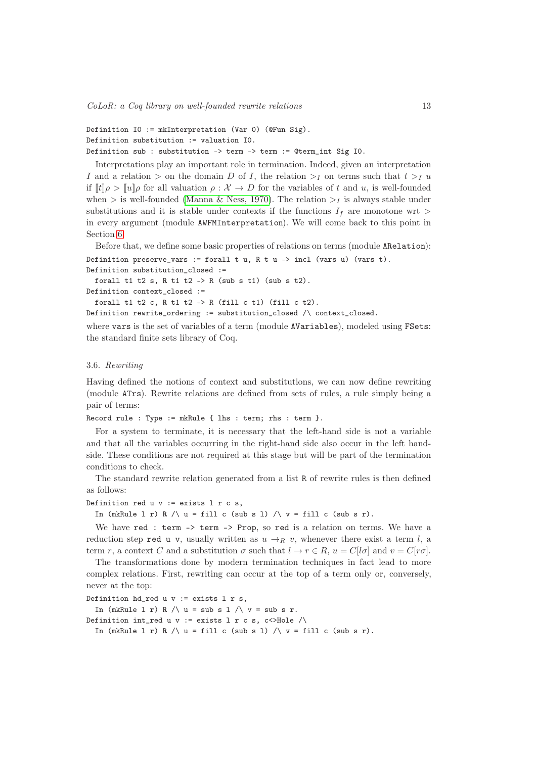```
Definition I0 := mkInterpretation (Var 0) (@Fun Sig).
Definition substitution := valuation I0.
Definition sub : substitution -> term -> term := @term_int Sig I0.
```

Interpretations play an important role in termination. Indeed, given an interpretation $I$ and a relation $>$ on the domain $D$ of $I$, the relation $>_I$ on terms such that $t >_I u$ if $[\![t]\!]\rho > [\![u]\!]\rho$ for all valuation $\rho : \mathcal{X} \to D$ for the variables of $t$ and $u$, is well-founded when $>$ is well-founded (Manna & Ness, 1970). The relation $>_I$ is always stable under substitutions and it is stable under contexts if the functions $I_f$ are monotone wrt $>$ in every argument (module `AWFMInterpretation`). We will come back to this point in Section 6.

Before that, we define some basic properties of relations on terms (module `ARelation`):

```
Definition preserve_vars := forall t u, R t u -> incl (vars u) (vars t).
Definition substitution_closed :=
  forall t1 t2 s, R t1 t2 -> R (sub s t1) (sub s t2).
Definition context_closed :=
  forall t1 t2 c, R t1 t2 -> R (fill c t1) (fill c t2).
Definition rewrite_ordering := substitution_closed /\ context_closed.
```

where `vars` is the set of variables of a term (module `AVariables`), modeled using `FSets`: the standard finite sets library of Coq.

### 3.6. *Rewriting*

Having defined the notions of context and substitutions, we can now define rewriting (module `ATrs`). Rewrite relations are defined from sets of rules, a rule simply being a pair of terms:

```
Record rule : Type := mkRule { lhs : term; rhs : term }.
```

For a system to terminate, it is necessary that the left-hand side is not a variable and that all the variables occurring in the right-hand side also occur in the left hand-side. These conditions are not required at this stage but will be part of the termination conditions to check.

The standard rewrite relation generated from a list `R` of rewrite rules is then defined as follows:

```
Definition red u v := exists l r c s,
  In (mkRule l r) R /\ u = fill c (sub s l) /\ v = fill c (sub s r).
```

We have `red : term -> term -> Prop`, so `red` is a relation on terms. We have a reduction step `red u v`, usually written as $u \to_R v$, whenever there exist a term $l$, a term $r$, a context $C$ and a substitution $\sigma$ such that $l \to r \in R$, $u = C[l\sigma]$ and $v = C[r\sigma]$.

The transformations done by modern termination techniques in fact lead to more complex relations. First, rewriting can occur at the top of a term only or, conversely, never at the top:

```
Definition hd_red u v := exists l r s,
  In (mkRule l r) R /\ u = sub s l /\ v = sub s r.
Definition int_red u v := exists l r c s, c<>Hole /\
  In (mkRule l r) R /\ u = fill c (sub s l) /\ v = fill c (sub s r).
```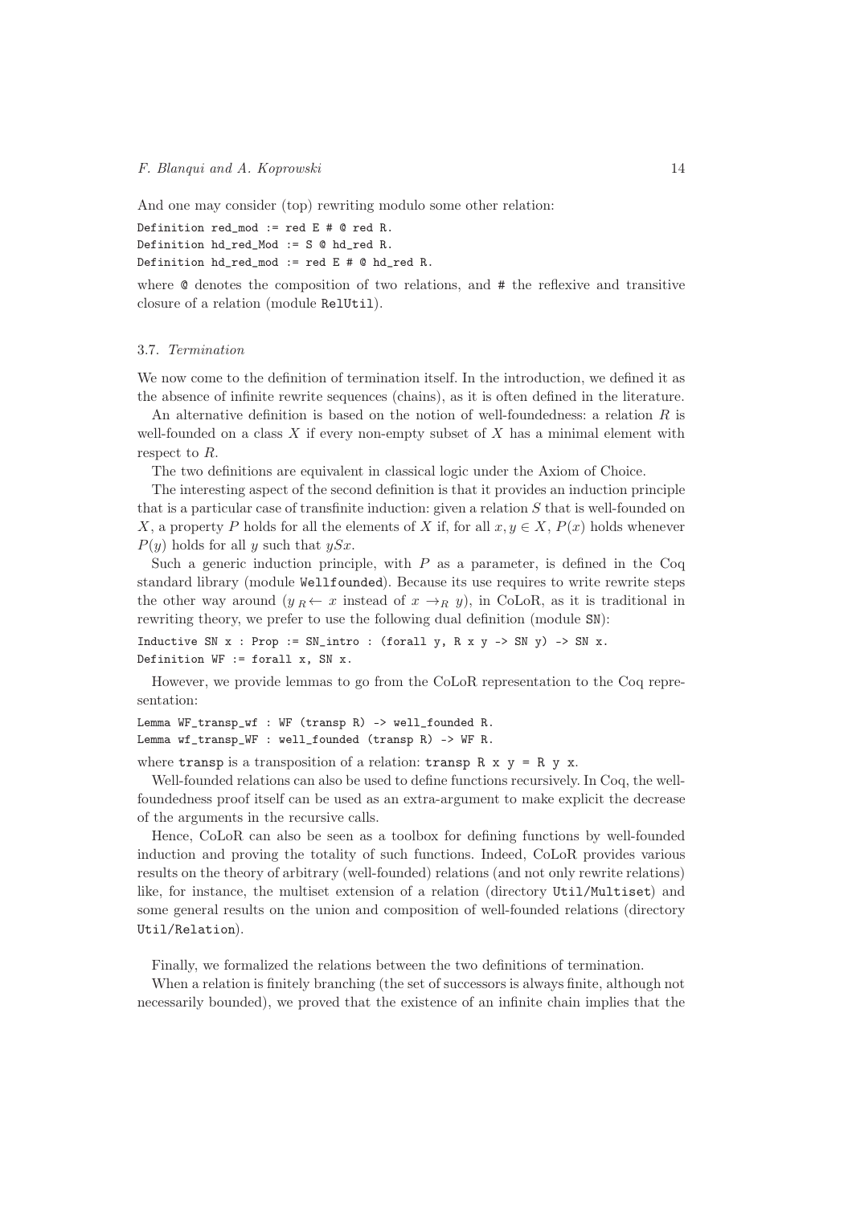And one may consider (top) rewriting modulo some other relation:

```
Definition red_mod := red E # @ red R.
Definition hd_red_Mod := S @ hd_red R.
Definition hd_red_mod := red E # @ hd_red R.
```

where `@` denotes the composition of two relations, and `#` the reflexive and transitive closure of a relation (module `RelUtil`).

### 3.7. *Termination*

We now come to the definition of termination itself. In the introduction, we defined it as the absence of infinite rewrite sequences (chains), as it is often defined in the literature.

An alternative definition is based on the notion of well-foundedness: a relation $R$ is well-founded on a class $X$ if every non-empty subset of $X$ has a minimal element with respect to $R$.

The two definitions are equivalent in classical logic under the Axiom of Choice.

The interesting aspect of the second definition is that it provides an induction principle that is a particular case of transfinite induction: given a relation $S$ that is well-founded on $X$, a property $P$ holds for all the elements of $X$ if, for all $x, y \in X$, $P(x)$ holds whenever $P(y)$ holds for all $y$ such that $ySx$.

Such a generic induction principle, with $P$ as a parameter, is defined in the Coq standard library (module `Wellfounded`). Because its use requires to write rewrite steps the other way around ($y \,{}_R\!\leftarrow x$ instead of $x \rightarrow_R y$), in CoLoR, as it is traditional in rewriting theory, we prefer to use the following dual definition (module `SN`):

```
Inductive SN x : Prop := SN_intro : (forall y, R x y -> SN y) -> SN x.
Definition WF := forall x, SN x.
```

However, we provide lemmas to go from the CoLoR representation to the Coq representation:

```
Lemma WF_transp_wf : WF (transp R) -> well_founded R.
Lemma wf_transp_WF : well_founded (transp R) -> WF R.
```

where `transp` is a transposition of a relation: `transp R x y = R y x`.

Well-founded relations can also be used to define functions recursively. In Coq, the well-foundedness proof itself can be used as an extra-argument to make explicit the decrease of the arguments in the recursive calls.

Hence, CoLoR can also be seen as a toolbox for defining functions by well-founded induction and proving the totality of such functions. Indeed, CoLoR provides various results on the theory of arbitrary (well-founded) relations (and not only rewrite relations) like, for instance, the multiset extension of a relation (directory `Util/Multiset`) and some general results on the union and composition of well-founded relations (directory `Util/Relation`).

Finally, we formalized the relations between the two definitions of termination.

When a relation is finitely branching (the set of successors is always finite, although not necessarily bounded), we proved that the existence of an infinite chain implies that the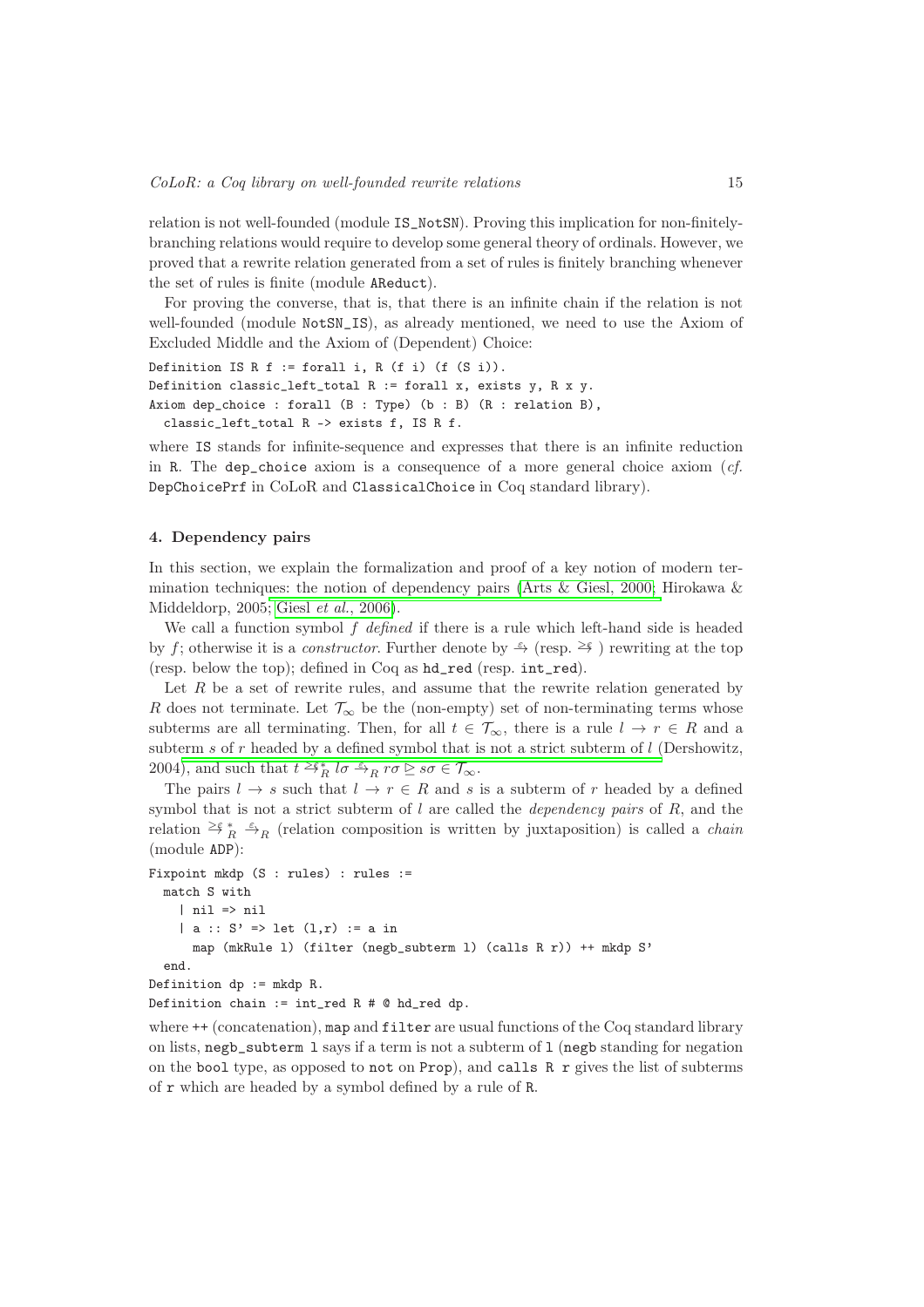relation is not well-founded (module IS_NotSN). Proving this implication for non-finitely-branching relations would require to develop some general theory of ordinals. However, we proved that a rewrite relation generated from a set of rules is finitely branching whenever the set of rules is finite (module AReduct).

For proving the converse, that is, that there is an infinite chain if the relation is not well-founded (module NotSN_IS), as already mentioned, we need to use the Axiom of Excluded Middle and the Axiom of (Dependent) Choice:

```
Definition IS R f := forall i, R (f i) (f (S i)).
Definition classic_left_total R := forall x, exists y, R x y.
Axiom dep_choice : forall (B : Type) (b : B) (R : relation B),
  classic_left_total R -> exists f, IS R f.
```

where IS stands for infinite-sequence and expresses that there is an infinite reduction in R. The dep_choice axiom is a consequence of a more general choice axiom (*cf.* DepChoicePrf in CoLoR and ClassicalChoice in Coq standard library).

## 4. Dependency pairs

In this section, we explain the formalization and proof of a key notion of modern termination techniques: the notion of dependency pairs (Arts & Giesl, 2000; Hirokawa & Middeldorp, 2005; Giesl *et al.*, 2006).

We call a function symbol $f$ *defined* if there is a rule which left-hand side is headed by $f$; otherwise it is a *constructor*. Further denote by $\xrightarrow{\varepsilon}$ (resp. $\xrightarrow{>\varepsilon}$ ) rewriting at the top (resp. below the top); defined in Coq as hd_red (resp. int_red).

Let $R$ be a set of rewrite rules, and assume that the rewrite relation generated by $R$ does not terminate. Let $\mathcal{T}_\infty$ be the (non-empty) set of non-terminating terms whose subterms are all terminating. Then, for all $t \in \mathcal{T}_\infty$, there is a rule $l \to r \in R$ and a subterm $s$ of $r$ headed by a defined symbol that is not a strict subterm of $l$ (Dershowitz, 2004), and such that $t \xrightarrow{>\varepsilon}{}^*_R l\sigma \xrightarrow{\varepsilon}_R r\sigma \trianglerighteq s\sigma \in \mathcal{T}_\infty$.

The pairs $l \to s$ such that $l \to r \in R$ and $s$ is a subterm of $r$ headed by a defined symbol that is not a strict subterm of $l$ are called the *dependency pairs* of $R$, and the relation $\xrightarrow{>\varepsilon}{}^*_R \xrightarrow{\varepsilon}_R$ (relation composition is written by juxtaposition) is called a *chain* (module ADP):

```
Fixpoint mkdp (S : rules) : rules :=
  match S with
    | nil => nil
    | a :: S' => let (l,r) := a in
      map (mkRule l) (filter (negb_subterm l) (calls R r)) ++ mkdp S'
  end.
Definition dp := mkdp R.
Definition chain := int_red R # @ hd_red dp.
```

where ++ (concatenation), map and filter are usual functions of the Coq standard library on lists, negb_subterm l says if a term is not a subterm of l (negb standing for negation on the bool type, as opposed to not on Prop), and calls R r gives the list of subterms of r which are headed by a symbol defined by a rule of R.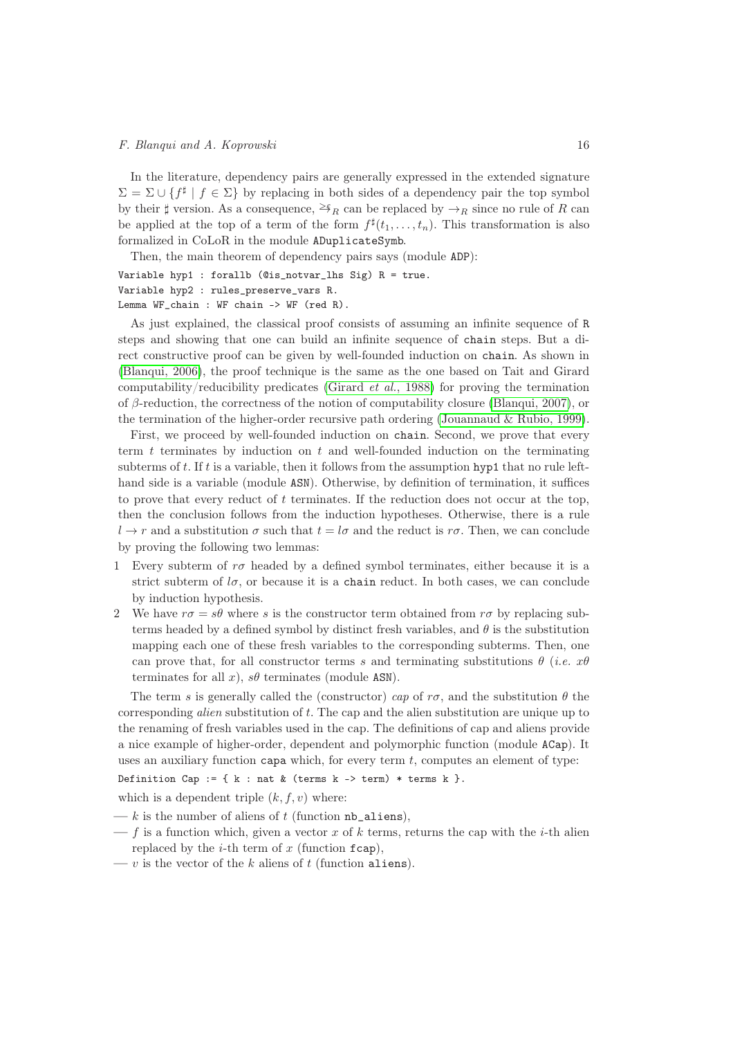In the literature, dependency pairs are generally expressed in the extended signature $\Sigma = \Sigma \cup \{f^\sharp \mid f \in \Sigma\}$ by replacing in both sides of a dependency pair the top symbol by their $\sharp$ version. As a consequence, $\succeq^{\epsilon}_{R}$ can be replaced by $\rightarrow_R$ since no rule of $R$ can be applied at the top of a term of the form $f^\sharp(t_1, \ldots, t_n)$. This transformation is also formalized in CoLoR in the module `ADuplicateSymb`.

Then, the main theorem of dependency pairs says (module `ADP`):

```
Variable hyp1 : forallb (@is_notvar_lhs Sig) R = true.
Variable hyp2 : rules_preserve_vars R.
Lemma WF_chain : WF chain -> WF (red R).
```

As just explained, the classical proof consists of assuming an infinite sequence of `R` steps and showing that one can build an infinite sequence of `chain` steps. But a direct constructive proof can be given by well-founded induction on `chain`. As shown in (Blanqui, 2006), the proof technique is the same as the one based on Tait and Girard computability/reducibility predicates (Girard *et al.*, 1988) for proving the termination of $\beta$-reduction, the correctness of the notion of computability closure (Blanqui, 2007), or the termination of the higher-order recursive path ordering (Jouannaud & Rubio, 1999).

First, we proceed by well-founded induction on `chain`. Second, we prove that every term $t$ terminates by induction on $t$ and well-founded induction on the terminating subterms of $t$. If $t$ is a variable, then it follows from the assumption `hyp1` that no rule left-hand side is a variable (module `ASN`). Otherwise, by definition of termination, it suffices to prove that every reduct of $t$ terminates. If the reduction does not occur at the top, then the conclusion follows from the induction hypotheses. Otherwise, there is a rule $l \rightarrow r$ and a substitution $\sigma$ such that $t = l\sigma$ and the reduct is $r\sigma$. Then, we can conclude by proving the following two lemmas:

1. Every subterm of $r\sigma$ headed by a defined symbol terminates, either because it is a strict subterm of $l\sigma$, or because it is a `chain` reduct. In both cases, we can conclude by induction hypothesis.
2. We have $r\sigma = s\theta$ where $s$ is the constructor term obtained from $r\sigma$ by replacing subterms headed by a defined symbol by distinct fresh variables, and $\theta$ is the substitution mapping each one of these fresh variables to the corresponding subterms. Then, one can prove that, for all constructor terms $s$ and terminating substitutions $\theta$ (*i.e.* $x\theta$ terminates for all $x$), $s\theta$ terminates (module `ASN`).

The term $s$ is generally called the (constructor) *cap* of $r\sigma$, and the substitution $\theta$ the corresponding *alien* substitution of $t$. The cap and the alien substitution are unique up to the renaming of fresh variables used in the cap. The definitions of cap and aliens provide a nice example of higher-order, dependent and polymorphic function (module `ACap`). It uses an auxiliary function `capa` which, for every term $t$, computes an element of type:

```
Definition Cap := { k : nat & (terms k -> term) * terms k }.
```

which is a dependent triple $(k, f, v)$ where:

- $k$ is the number of aliens of $t$ (function `nb_aliens`),
- $f$ is a function which, given a vector $x$ of $k$ terms, returns the cap with the $i$-th alien replaced by the $i$-th term of $x$ (function `fcap`),
- $v$ is the vector of the $k$ aliens of $t$ (function `aliens`).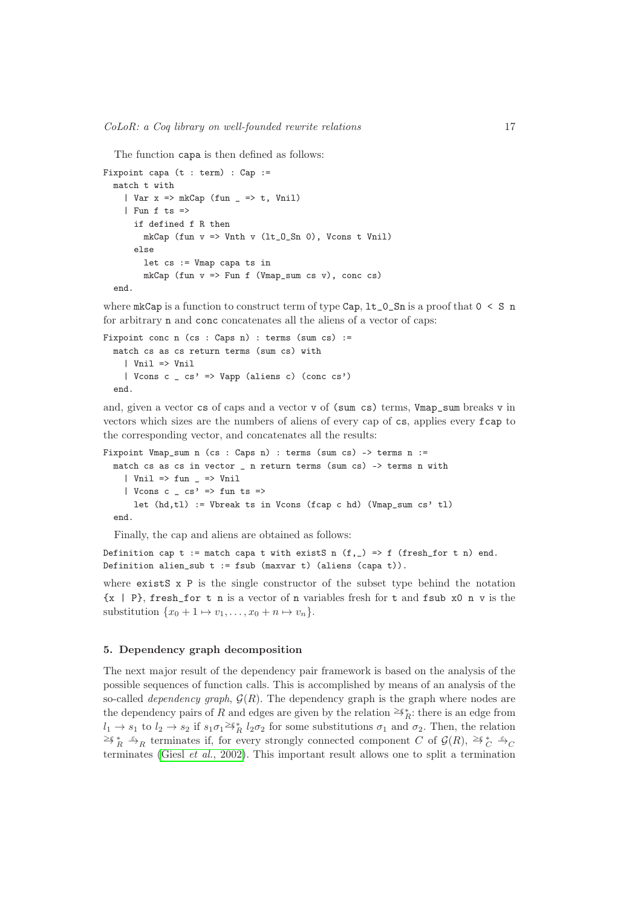The function capa is then defined as follows:

```
Fixpoint capa (t : term) : Cap :=
  match t with
    | Var x => mkCap (fun _ => t, Vnil)
    | Fun f ts =>
      if defined f R then
        mkCap (fun v => Vnth v (lt_O_Sn 0), Vcons t Vnil)
      else
        let cs := Vmap capa ts in
        mkCap (fun v => Fun f (Vmap_sum cs v), conc cs)
  end.
```

where mkCap is a function to construct term of type Cap, lt_O_Sn is a proof that 0 < S n for arbitrary n and conc concatenates all the aliens of a vector of caps:

```
Fixpoint conc n (cs : Caps n) : terms (sum cs) :=
  match cs as cs return terms (sum cs) with
    | Vnil => Vnil
    | Vcons c _ cs' => Vapp (aliens c) (conc cs')
  end.
```

and, given a vector cs of caps and a vector v of (sum cs) terms, Vmap_sum breaks v in vectors which sizes are the numbers of aliens of every cap of cs, applies every fcap to the corresponding vector, and concatenates all the results:

```
Fixpoint Vmap_sum n (cs : Caps n) : terms (sum cs) -> terms n :=
  match cs as cs in vector _ n return terms (sum cs) -> terms n with
    | Vnil => fun _ => Vnil
    | Vcons c _ cs' => fun ts =>
      let (hd,tl) := Vbreak ts in Vcons (fcap c hd) (Vmap_sum cs' tl)
  end.
```

Finally, the cap and aliens are obtained as follows:

```
Definition cap t := match capa t with existS n (f,_) => f (fresh_for t n) end.
Definition alien_sub t := fsub (maxvar t) (aliens (capa t)).
```

where existS x P is the single constructor of the subset type behind the notation {x | P}, fresh_for t n is a vector of n variables fresh for t and fsub x0 n v is the substitution $\{x_0 + 1 \mapsto v_1, \ldots, x_0 + n \mapsto v_n\}$.

## 5. Dependency graph decomposition

The next major result of the dependency pair framework is based on the analysis of the possible sequences of function calls. This is accomplished by means of an analysis of the so-called *dependency graph*, $\mathcal{G}(R)$. The dependency graph is the graph where nodes are the dependency pairs of $R$ and edges are given by the relation $\xrightarrow{\geq\varepsilon}{}^{*}_{R}$: there is an edge from $l_1 \to s_1$ to $l_2 \to s_2$ if $s_1\sigma_1 \xrightarrow{\geq\varepsilon}{}^{*}_{R} l_2\sigma_2$ for some substitutions $\sigma_1$ and $\sigma_2$. Then, the relation $\xrightarrow{\geq\varepsilon}{}^{*}_{R} \xrightarrow{\varepsilon}_{R}$ terminates if, for every strongly connected component $C$ of $\mathcal{G}(R)$, $\xrightarrow{\geq\varepsilon}{}^{*}_{C} \xrightarrow{\varepsilon}_{C}$ terminates (Giesl *et al.*, 2002). This important result allows one to split a termination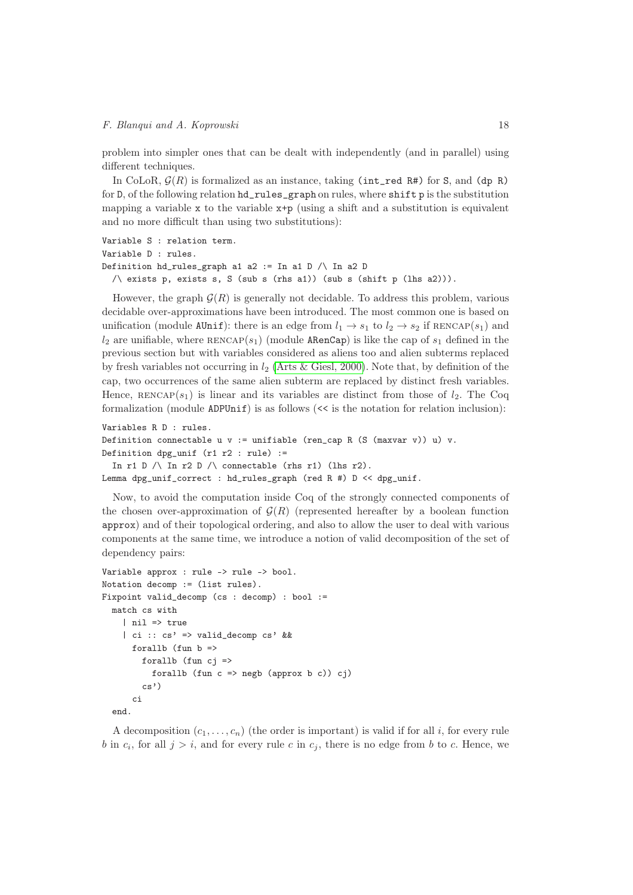problem into simpler ones that can be dealt with independently (and in parallel) using different techniques.

In CoLoR, $\mathcal{G}(R)$ is formalized as an instance, taking `(int_red R#)` for `S`, and `(dp R)` for `D`, of the following relation `hd_rules_graph` on rules, where `shift p` is the substitution mapping a variable `x` to the variable `x+p` (using a shift and a substitution is equivalent and no more difficult than using two substitutions):

```
Variable S : relation term.
Variable D : rules.
Definition hd_rules_graph a1 a2 := In a1 D /\ In a2 D
  /\ exists p, exists s, S (sub s (rhs a1)) (sub s (shift p (lhs a2))).
```

However, the graph $\mathcal{G}(R)$ is generally not decidable. To address this problem, various decidable over-approximations have been introduced. The most common one is based on unification (module `AUnif`): there is an edge from $l_1 \to s_1$ to $l_2 \to s_2$ if $\textsc{rencap}(s_1)$ and $l_2$ are unifiable, where $\textsc{rencap}(s_1)$ (module `ARenCap`) is like the cap of $s_1$ defined in the previous section but with variables considered as aliens too and alien subterms replaced by fresh variables not occurring in $l_2$ (Arts & Giesl, 2000). Note that, by definition of the cap, two occurrences of the same alien subterm are replaced by distinct fresh variables. Hence, $\textsc{rencap}(s_1)$ is linear and its variables are distinct from those of $l_2$. The Coq formalization (module `ADPUnif`) is as follows (`<<` is the notation for relation inclusion):

```
Variables R D : rules.
Definition connectable u v := unifiable (ren_cap R (S (maxvar v)) u) v.
Definition dpg_unif (r1 r2 : rule) :=
  In r1 D /\ In r2 D /\ connectable (rhs r1) (lhs r2).
Lemma dpg_unif_correct : hd_rules_graph (red R #) D << dpg_unif.
```

Now, to avoid the computation inside Coq of the strongly connected components of the chosen over-approximation of $\mathcal{G}(R)$ (represented hereafter by a boolean function `approx`) and of their topological ordering, and also to allow the user to deal with various components at the same time, we introduce a notion of valid decomposition of the set of dependency pairs:

```
Variable approx : rule -> rule -> bool.
Notation decomp := (list rules).
Fixpoint valid_decomp (cs : decomp) : bool :=
  match cs with
    | nil => true
    | ci :: cs' => valid_decomp cs' &&
      forallb (fun b =>
        forallb (fun cj =>
          forallb (fun c => negb (approx b c)) cj)
        cs')
      ci
  end.
```

A decomposition $(c_1, \ldots, c_n)$ (the order is important) is valid if for all $i$, for every rule $b$ in $c_i$, for all $j > i$, and for every rule $c$ in $c_j$, there is no edge from $b$ to $c$. Hence, we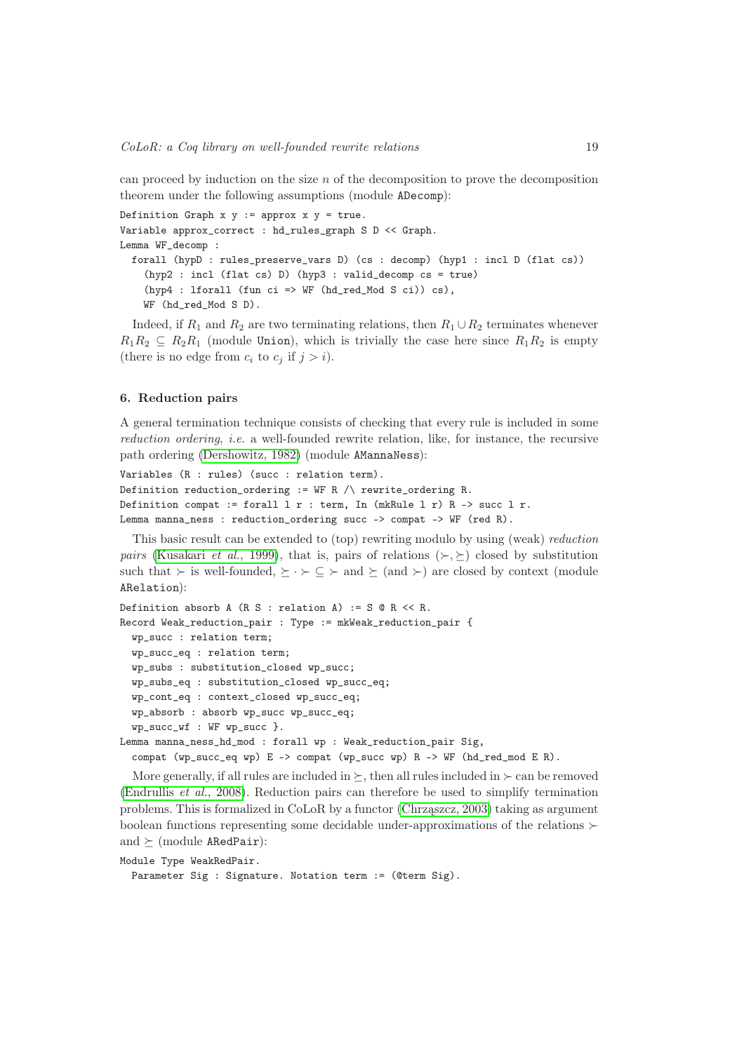can proceed by induction on the size $n$ of the decomposition to prove the decomposition theorem under the following assumptions (module ADecomp):

```
Definition Graph x y := approx x y = true.
Variable approx_correct : hd_rules_graph S D << Graph.
Lemma WF_decomp :
  forall (hypD : rules_preserve_vars D) (cs : decomp) (hyp1 : incl D (flat cs))
    (hyp2 : incl (flat cs) D) (hyp3 : valid_decomp cs = true)
    (hyp4 : lforall (fun ci => WF (hd_red_Mod S ci)) cs),
    WF (hd_red_Mod S D).
```

Indeed, if $R_1$ and $R_2$ are two terminating relations, then $R_1 \cup R_2$ terminates whenever $R_1 R_2 \subseteq R_2 R_1$ (module Union), which is trivially the case here since $R_1 R_2$ is empty (there is no edge from $c_i$ to $c_j$ if $j > i$).

## 6. Reduction pairs

A general termination technique consists of checking that every rule is included in some *reduction ordering*, *i.e.* a well-founded rewrite relation, like, for instance, the recursive path ordering (Dershowitz, 1982) (module AMannaNess):

```
Variables (R : rules) (succ : relation term).
Definition reduction_ordering := WF R /\ rewrite_ordering R.
Definition compat := forall l r : term, In (mkRule l r) R -> succ l r.
Lemma manna_ness : reduction_ordering succ -> compat -> WF (red R).
```

This basic result can be extended to (top) rewriting modulo by using (weak) *reduction pairs* (Kusakari *et al.*, 1999), that is, pairs of relations $(\succ, \succeq)$ closed by substitution such that $\succ$ is well-founded, $\succeq \cdot \succ \subseteq \succ$ and $\succeq$ (and $\succ$) are closed by context (module ARelation):

```
Definition absorb A (R S : relation A) := S @ R << R.
Record Weak_reduction_pair : Type := mkWeak_reduction_pair {
  wp_succ : relation term;
  wp_succ_eq : relation term;
  wp_subs : substitution_closed wp_succ;
  wp_subs_eq : substitution_closed wp_succ_eq;
  wp_cont_eq : context_closed wp_succ_eq;
  wp_absorb : absorb wp_succ wp_succ_eq;
  wp_succ_wf : WF wp_succ }.
Lemma manna_ness_hd_mod : forall wp : Weak_reduction_pair Sig,
  compat (wp_succ_eq wp) E -> compat (wp_succ wp) R -> WF (hd_red_mod E R).
```

More generally, if all rules are included in $\succeq$, then all rules included in $\succ$ can be removed (Endrullis *et al.*, 2008). Reduction pairs can therefore be used to simplify termination problems. This is formalized in CoLoR by a functor (Chrząszcz, 2003) taking as argument boolean functions representing some decidable under-approximations of the relations $\succ$ and $\succeq$ (module ARedPair):

```
Module Type WeakRedPair.
  Parameter Sig : Signature. Notation term := (@term Sig).
```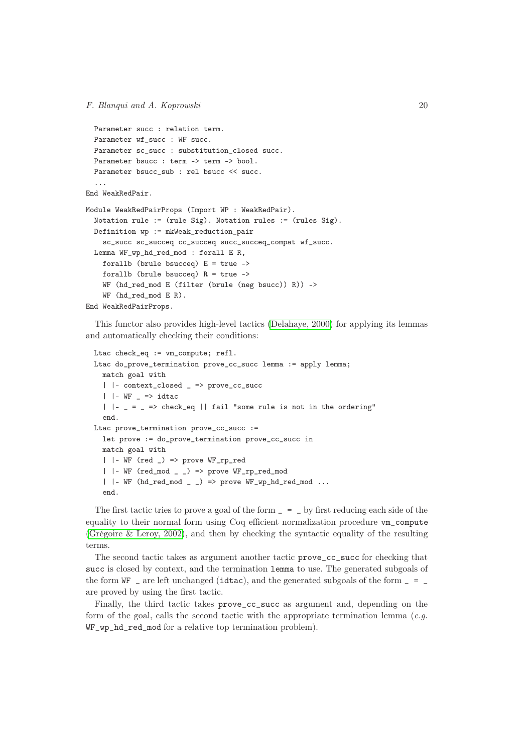```
  Parameter succ : relation term.
  Parameter wf_succ : WF succ.
  Parameter sc_succ : substitution_closed succ.
  Parameter bsucc : term -> term -> bool.
  Parameter bsucc_sub : rel bsucc << succ.
  ...
End WeakRedPair.

Module WeakRedPairProps (Import WP : WeakRedPair).
  Notation rule := (rule Sig). Notation rules := (rules Sig).
  Definition wp := mkWeak_reduction_pair
    sc_succ sc_succeq cc_succeq succ_succeq_compat wf_succ.
  Lemma WF_wp_hd_red_mod : forall E R,
    forallb (brule bsucceq) E = true ->
    forallb (brule bsucceq) R = true ->
    WF (hd_red_mod E (filter (brule (neg bsucc)) R)) ->
    WF (hd_red_mod E R).
End WeakRedPairProps.
```

This functor also provides high-level tactics (Delahaye, 2000) for applying its lemmas and automatically checking their conditions:

```
  Ltac check_eq := vm_compute; refl.
  Ltac do_prove_termination prove_cc_succ lemma := apply lemma;
    match goal with
    | |- context_closed _ => prove_cc_succ
    | |- WF _ => idtac
    | |- _ = _ => check_eq || fail "some rule is not in the ordering"
    end.
  Ltac prove_termination prove_cc_succ :=
    let prove := do_prove_termination prove_cc_succ in
    match goal with
    | |- WF (red _) => prove WF_rp_red
    | |- WF (red_mod _ _) => prove WF_rp_red_mod
    | |- WF (hd_red_mod _ _) => prove WF_wp_hd_red_mod ...
    end.
```

The first tactic tries to prove a goal of the form `_ = _` by first reducing each side of the equality to their normal form using Coq efficient normalization procedure `vm_compute` (Grégoire & Leroy, 2002), and then by checking the syntactic equality of the resulting terms.

The second tactic takes as argument another tactic `prove_cc_succ` for checking that `succ` is closed by context, and the termination `lemma` to use. The generated subgoals of the form `WF _` are left unchanged (`idtac`), and the generated subgoals of the form `_ = _` are proved by using the first tactic.

Finally, the third tactic takes `prove_cc_succ` as argument and, depending on the form of the goal, calls the second tactic with the appropriate termination lemma (*e.g.* `WF_wp_hd_red_mod` for a relative top termination problem).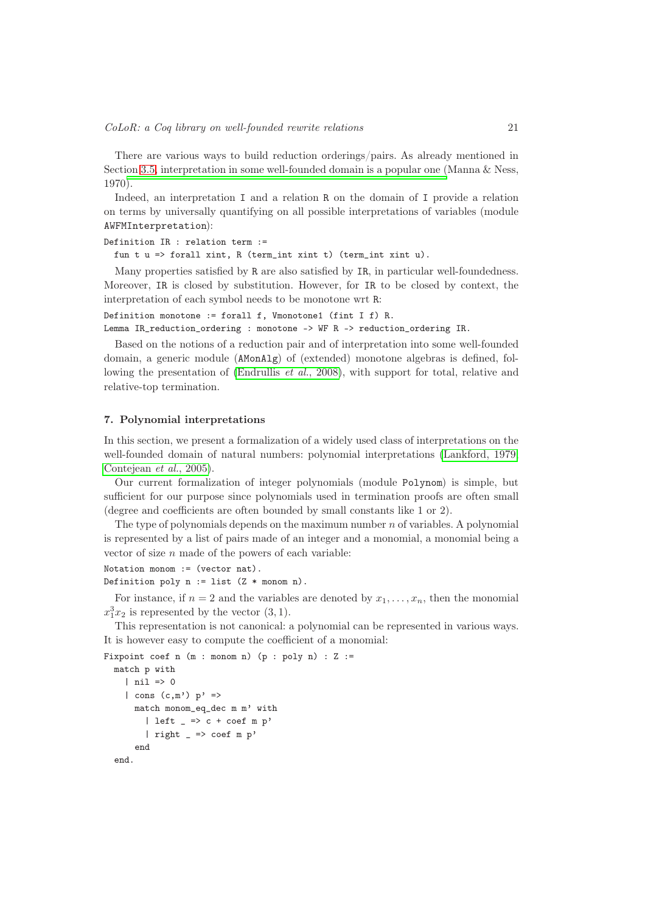There are various ways to build reduction orderings/pairs. As already mentioned in Section 3.5, interpretation in some well-founded domain is a popular one (Manna & Ness, 1970).

Indeed, an interpretation `I` and a relation `R` on the domain of `I` provide a relation on terms by universally quantifying on all possible interpretations of variables (module `AWFMInterpretation`):

```
Definition IR : relation term :=
  fun t u => forall xint, R (term_int xint t) (term_int xint u).
```

Many properties satisfied by `R` are also satisfied by `IR`, in particular well-foundedness. Moreover, `IR` is closed by substitution. However, for `IR` to be closed by context, the interpretation of each symbol needs to be monotone wrt `R`:

```
Definition monotone := forall f, Vmonotone1 (fint I f) R.
Lemma IR_reduction_ordering : monotone -> WF R -> reduction_ordering IR.
```

Based on the notions of a reduction pair and of interpretation into some well-founded domain, a generic module (`AMonAlg`) of (extended) monotone algebras is defined, following the presentation of (Endrullis *et al.*, 2008), with support for total, relative and relative-top termination.

## 7. Polynomial interpretations

In this section, we present a formalization of a widely used class of interpretations on the well-founded domain of natural numbers: polynomial interpretations (Lankford, 1979; Contejean *et al.*, 2005).

Our current formalization of integer polynomials (module `Polynom`) is simple, but sufficient for our purpose since polynomials used in termination proofs are often small (degree and coefficients are often bounded by small constants like 1 or 2).

The type of polynomials depends on the maximum number $n$ of variables. A polynomial is represented by a list of pairs made of an integer and a monomial, a monomial being a vector of size $n$ made of the powers of each variable:

```
Notation monom := (vector nat).
Definition poly n := list (Z * monom n).
```

For instance, if $n = 2$ and the variables are denoted by $x_1, \ldots, x_n$, then the monomial $x_1^3 x_2$ is represented by the vector $(3, 1)$.

This representation is not canonical: a polynomial can be represented in various ways. It is however easy to compute the coefficient of a monomial:

```
Fixpoint coef n (m : monom n) (p : poly n) : Z :=
  match p with
    | nil => 0
    | cons (c,m') p' =>
      match monom_eq_dec m m' with
        | left _ => c + coef m p'
        | right _ => coef m p'
      end
  end.
```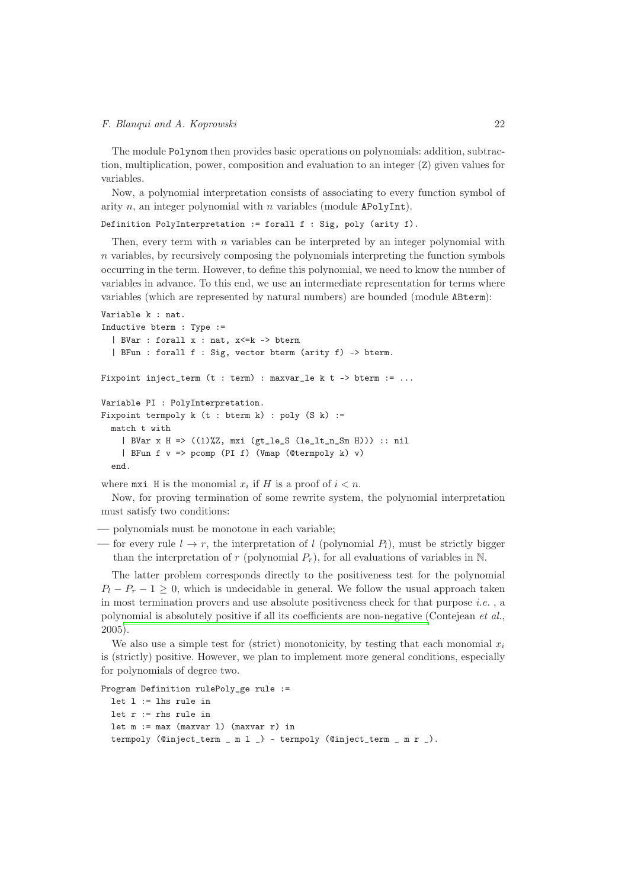The module Polynom then provides basic operations on polynomials: addition, subtraction, multiplication, power, composition and evaluation to an integer (Z) given values for variables.

Now, a polynomial interpretation consists of associating to every function symbol of arity $n$, an integer polynomial with $n$ variables (module APolyInt).

```
Definition PolyInterpretation := forall f : Sig, poly (arity f).
```

Then, every term with $n$ variables can be interpreted by an integer polynomial with $n$ variables, by recursively composing the polynomials interpreting the function symbols occurring in the term. However, to define this polynomial, we need to know the number of variables in advance. To this end, we use an intermediate representation for terms where variables (which are represented by natural numbers) are bounded (module ABterm):

```
Variable k : nat.
Inductive bterm : Type :=
  | BVar : forall x : nat, x<=k -> bterm
  | BFun : forall f : Sig, vector bterm (arity f) -> bterm.

Fixpoint inject_term (t : term) : maxvar_le k t -> bterm := ...

Variable PI : PolyInterpretation.
Fixpoint termpoly k (t : bterm k) : poly (S k) :=
  match t with
    | BVar x H => ((1)%Z, mxi (gt_le_S (le_lt_n_Sm H))) :: nil
    | BFun f v => pcomp (PI f) (Vmap (@termpoly k) v)
  end.
```

where mxi H is the monomial $x_i$ if $H$ is a proof of $i < n$.

Now, for proving termination of some rewrite system, the polynomial interpretation must satisfy two conditions:

— polynomials must be monotone in each variable;

— for every rule $l \to r$, the interpretation of $l$ (polynomial $P_l$), must be strictly bigger than the interpretation of $r$ (polynomial $P_r$), for all evaluations of variables in $\mathbb{N}$.

The latter problem corresponds directly to the positiveness test for the polynomial $P_l - P_r - 1 \geq 0$, which is undecidable in general. We follow the usual approach taken in most termination provers and use absolute positiveness check for that purpose *i.e.* , a polynomial is absolutely positive if all its coefficients are non-negative (Contejean *et al.*, 2005).

We also use a simple test for (strict) monotonicity, by testing that each monomial $x_i$ is (strictly) positive. However, we plan to implement more general conditions, especially for polynomials of degree two.

```
Program Definition rulePoly_ge rule :=
  let l := lhs rule in
  let r := rhs rule in
  let m := max (maxvar l) (maxvar r) in
  termpoly (@inject_term _ m l _) - termpoly (@inject_term _ m r _).
```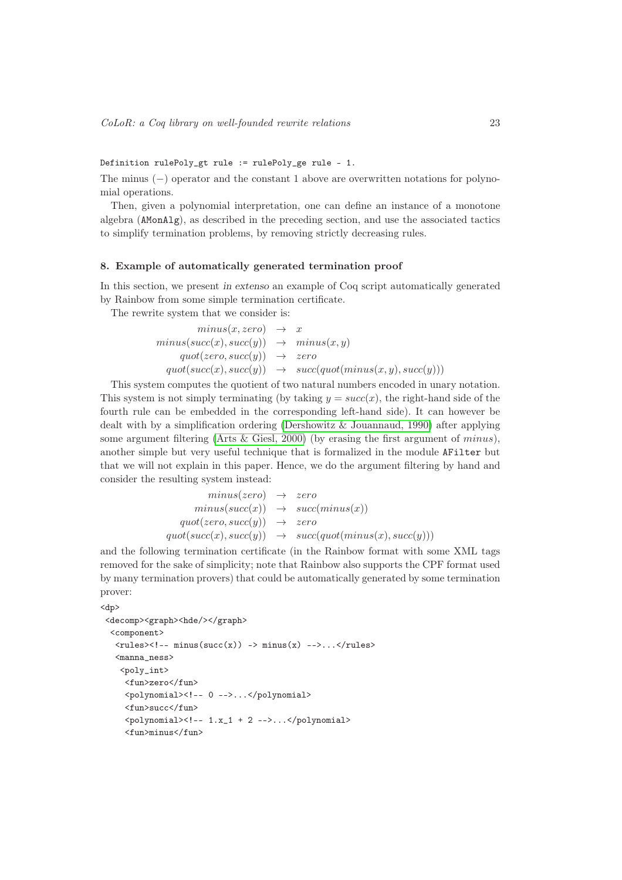```
Definition rulePoly_gt rule := rulePoly_ge rule - 1.
```

The minus ($-$) operator and the constant 1 above are overwritten notations for polynomial operations.

Then, given a polynomial interpretation, one can define an instance of a monotone algebra (AMonAlg), as described in the preceding section, and use the associated tactics to simplify termination problems, by removing strictly decreasing rules.

### 8. Example of automatically generated termination proof

In this section, we present *in extenso* an example of Coq script automatically generated by Rainbow from some simple termination certificate.

The rewrite system that we consider is:

$$
\begin{array}{rcl}
minus(x, zero) & \rightarrow & x \\
minus(succ(x), succ(y)) & \rightarrow & minus(x, y) \\
quot(zero, succ(y)) & \rightarrow & zero \\
quot(succ(x), succ(y)) & \rightarrow & succ(quot(minus(x, y), succ(y)))
\end{array}
$$

This system computes the quotient of two natural numbers encoded in unary notation. This system is not simply terminating (by taking $y = succ(x)$, the right-hand side of the fourth rule can be embedded in the corresponding left-hand side). It can however be dealt with by a simplification ordering (Dershowitz & Jouannaud, 1990) after applying some argument filtering (Arts & Giesl, 2000) (by erasing the first argument of $minus$), another simple but very useful technique that is formalized in the module AFilter but that we will not explain in this paper. Hence, we do the argument filtering by hand and consider the resulting system instead:

$$
\begin{array}{rcl}
minus(zero) & \rightarrow & zero \\
minus(succ(x)) & \rightarrow & succ(minus(x)) \\
quot(zero, succ(y)) & \rightarrow & zero \\
quot(succ(x), succ(y)) & \rightarrow & succ(quot(minus(x), succ(y)))
\end{array}
$$

and the following termination certificate (in the Rainbow format with some XML tags removed for the sake of simplicity; note that Rainbow also supports the CPF format used by many termination provers) that could be automatically generated by some termination prover:

```
<dp>
 <decomp><graph><hde/></graph>
  <component>
   <rules><!-- minus(succ(x)) -> minus(x) -->...</rules>
   <manna_ness>
    <poly_int>
     <fun>zero</fun>
     <polynomial><!-- 0 -->...</polynomial>
     <fun>succ</fun>
     <polynomial><!-- 1.x_1 + 2 -->...</polynomial>
     <fun>minus</fun>
```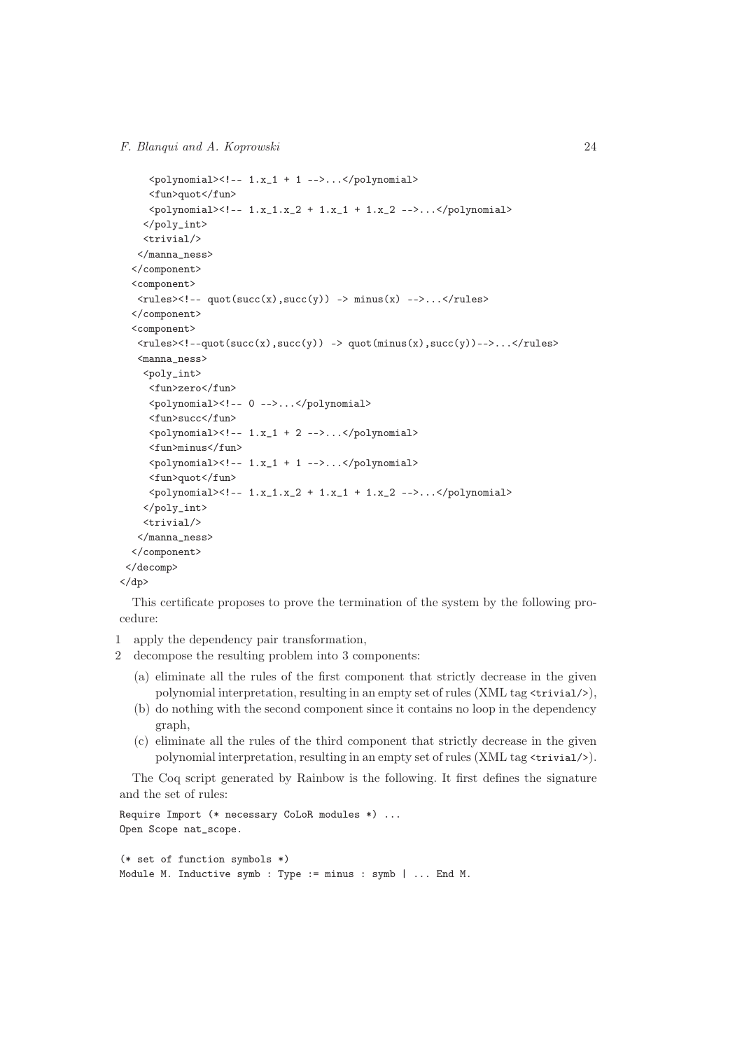```
    <polynomial><!-- 1.x_1 + 1 -->...</polynomial>
    <fun>quot</fun>
    <polynomial><!-- 1.x_1.x_2 + 1.x_1 + 1.x_2 -->...</polynomial>
   </poly_int>
   <trivial/>
  </manna_ness>
 </component>
 <component>
  <rules><!-- quot(succ(x),succ(y)) -> minus(x) -->...</rules>
 </component>
 <component>
  <rules><!--quot(succ(x),succ(y)) -> quot(minus(x),succ(y))-->...</rules>
  <manna_ness>
   <poly_int>
    <fun>zero</fun>
    <polynomial><!-- 0 -->...</polynomial>
    <fun>succ</fun>
    <polynomial><!-- 1.x_1 + 2 -->...</polynomial>
    <fun>minus</fun>
    <polynomial><!-- 1.x_1 + 1 -->...</polynomial>
    <fun>quot</fun>
    <polynomial><!-- 1.x_1.x_2 + 1.x_1 + 1.x_2 -->...</polynomial>
   </poly_int>
   <trivial/>
  </manna_ness>
 </component>
</decomp>
</dp>
```

This certificate proposes to prove the termination of the system by the following procedure:

1 apply the dependency pair transformation,
2 decompose the resulting problem into 3 components:
   (a) eliminate all the rules of the first component that strictly decrease in the given polynomial interpretation, resulting in an empty set of rules (XML tag `<trivial/>`),
   (b) do nothing with the second component since it contains no loop in the dependency graph,
   (c) eliminate all the rules of the third component that strictly decrease in the given polynomial interpretation, resulting in an empty set of rules (XML tag `<trivial/>`).

The Coq script generated by Rainbow is the following. It first defines the signature and the set of rules:

```
Require Import (* necessary CoLoR modules *) ...
Open Scope nat_scope.

(* set of function symbols *)
Module M. Inductive symb : Type := minus : symb | ... End M.
```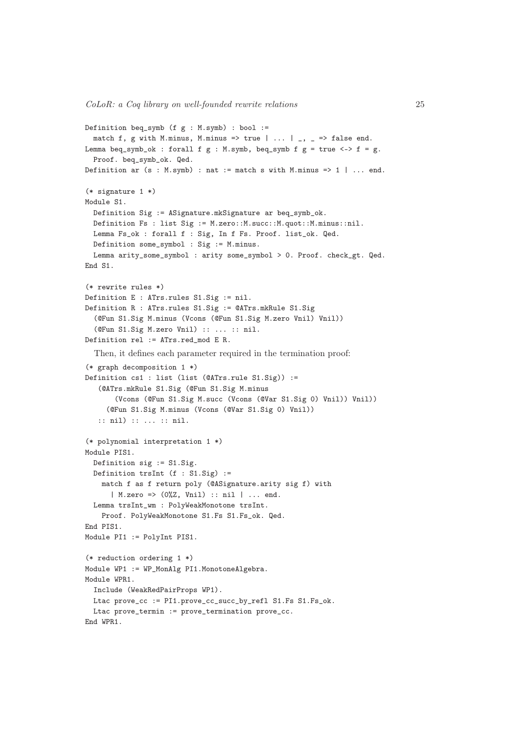```
Definition beq_symb (f g : M.symb) : bool :=
  match f, g with M.minus, M.minus => true | ... | _, _ => false end.
Lemma beq_symb_ok : forall f g : M.symb, beq_symb f g = true <-> f = g.
  Proof. beq_symb_ok. Qed.
Definition ar (s : M.symb) : nat := match s with M.minus => 1 | ... end.

(* signature 1 *)
Module S1.
  Definition Sig := ASignature.mkSignature ar beq_symb_ok.
  Definition Fs : list Sig := M.zero::M.succ::M.quot::M.minus::nil.
  Lemma Fs_ok : forall f : Sig, In f Fs. Proof. list_ok. Qed.
  Definition some_symbol : Sig := M.minus.
  Lemma arity_some_symbol : arity some_symbol > 0. Proof. check_gt. Qed.
End S1.

(* rewrite rules *)
Definition E : ATrs.rules S1.Sig := nil.
Definition R : ATrs.rules S1.Sig := @ATrs.mkRule S1.Sig
  (@Fun S1.Sig M.minus (Vcons (@Fun S1.Sig M.zero Vnil) Vnil))
  (@Fun S1.Sig M.zero Vnil) :: ... :: nil.
Definition rel := ATrs.red_mod E R.
```

Then, it defines each parameter required in the termination proof:

```
(* graph decomposition 1 *)
Definition cs1 : list (list (@ATrs.rule S1.Sig)) :=
   (@ATrs.mkRule S1.Sig (@Fun S1.Sig M.minus
       (Vcons (@Fun S1.Sig M.succ (Vcons (@Var S1.Sig 0) Vnil)) Vnil))
     (@Fun S1.Sig M.minus (Vcons (@Var S1.Sig 0) Vnil))
   :: nil) :: ... :: nil.

(* polynomial interpretation 1 *)
Module PIS1.
  Definition sig := S1.Sig.
  Definition trsInt (f : S1.Sig) :=
    match f as f return poly (@ASignature.arity sig f) with
      | M.zero => (0%Z, Vnil) :: nil | ... end.
  Lemma trsInt_wm : PolyWeakMonotone trsInt.
    Proof. PolyWeakMonotone S1.Fs S1.Fs_ok. Qed.
End PIS1.
Module PI1 := PolyInt PIS1.

(* reduction ordering 1 *)
Module WP1 := WP_MonAlg PI1.MonotoneAlgebra.
Module WPR1.
  Include (WeakRedPairProps WP1).
  Ltac prove_cc := PI1.prove_cc_succ_by_refl S1.Fs S1.Fs_ok.
  Ltac prove_termin := prove_termination prove_cc.
End WPR1.
```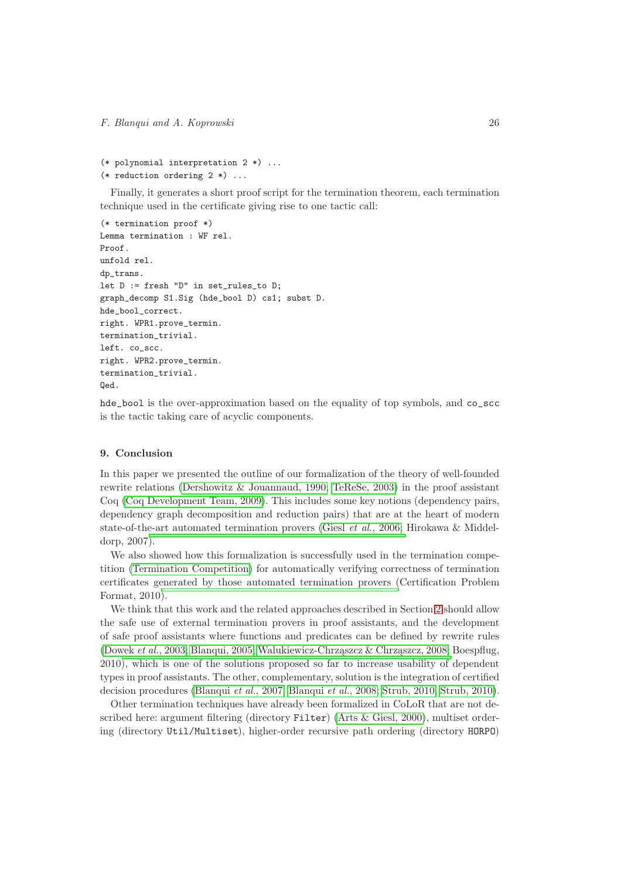```
(* polynomial interpretation 2 *) ...
(* reduction ordering 2 *) ...
```

Finally, it generates a short proof script for the termination theorem, each termination technique used in the certificate giving rise to one tactic call:

```
(* termination proof *)
Lemma termination : WF rel.
Proof.
unfold rel.
dp_trans.
let D := fresh "D" in set_rules_to D;
graph_decomp S1.Sig (hde_bool D) cs1; subst D.
hde_bool_correct.
right. WPR1.prove_termin.
termination_trivial.
left. co_scc.
right. WPR2.prove_termin.
termination_trivial.
Qed.
```

`hde_bool` is the over-approximation based on the equality of top symbols, and `co_scc` is the tactic taking care of acyclic components.

## 9. Conclusion

In this paper we presented the outline of our formalization of the theory of well-founded rewrite relations (Dershowitz & Jouannaud, 1990; TeReSe, 2003) in the proof assistant Coq (Coq Development Team, 2009). This includes some key notions (dependency pairs, dependency graph decomposition and reduction pairs) that are at the heart of modern state-of-the-art automated termination provers (Giesl *et al.*, 2006; Hirokawa & Middeldorp, 2007).

We also showed how this formalization is successfully used in the termination competition (Termination Competition) for automatically verifying correctness of termination certificates generated by those automated termination provers (Certification Problem Format, 2010).

We think that this work and the related approaches described in Section 2 should allow the safe use of external termination provers in proof assistants, and the development of safe proof assistants where functions and predicates can be defined by rewrite rules (Dowek *et al.*, 2003; Blanqui, 2005; Walukiewicz-Chrząszcz & Chrząszcz, 2008; Boespflug, 2010), which is one of the solutions proposed so far to increase usability of dependent types in proof assistants. The other, complementary, solution is the integration of certified decision procedures (Blanqui *et al.*, 2007; Blanqui *et al.*, 2008; Strub, 2010; Strub, 2010).

Other termination techniques have already been formalized in CoLoR that are not described here: argument filtering (directory `Filter`) (Arts & Giesl, 2000), multiset ordering (directory `Util/Multiset`), higher-order recursive path ordering (directory `HORPO`)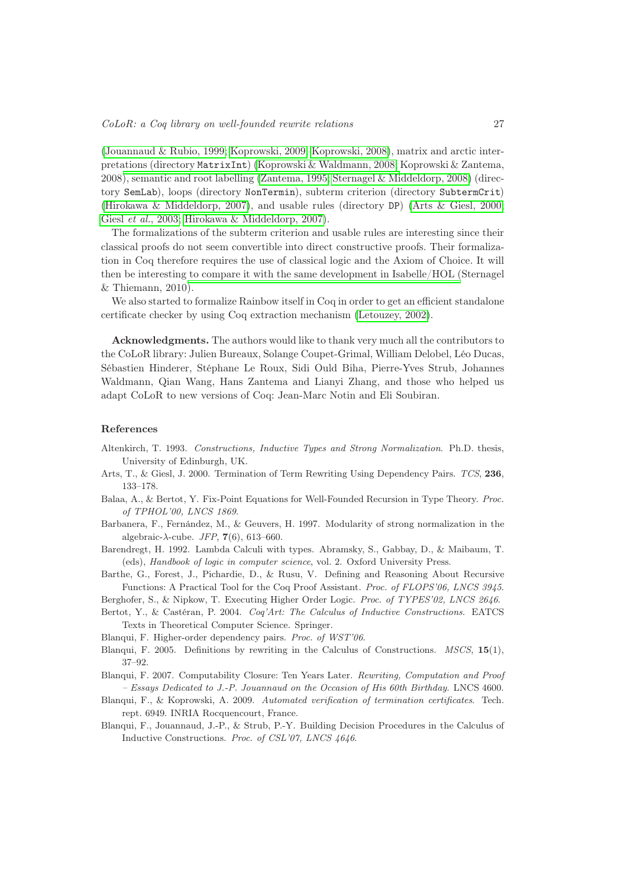(Jouannaud & Rubio, 1999; Koprowski, 2009; Koprowski, 2008), matrix and arctic interpretations (directory `MatrixInt`) (Koprowski & Waldmann, 2008; Koprowski & Zantema, 2008), semantic and root labelling (Zantema, 1995; Sternagel & Middeldorp, 2008) (directory `SemLab`), loops (directory `NonTermin`), subterm criterion (directory `SubtermCrit`) (Hirokawa & Middeldorp, 2007), and usable rules (directory `DP`) (Arts & Giesl, 2000; Giesl *et al.*, 2003; Hirokawa & Middeldorp, 2007).

The formalizations of the subterm criterion and usable rules are interesting since their classical proofs do not seem convertible into direct constructive proofs. Their formalization in Coq therefore requires the use of classical logic and the Axiom of Choice. It will then be interesting to compare it with the same development in Isabelle/HOL (Sternagel & Thiemann, 2010).

We also started to formalize Rainbow itself in Coq in order to get an efficient standalone certificate checker by using Coq extraction mechanism (Letouzey, 2002).

**Acknowledgments.** The authors would like to thank very much all the contributors to the CoLoR library: Julien Bureaux, Solange Coupet-Grimal, William Delobel, Léo Ducas, Sébastien Hinderer, Stéphane Le Roux, Sidi Ould Biha, Pierre-Yves Strub, Johannes Waldmann, Qian Wang, Hans Zantema and Lianyi Zhang, and those who helped us adapt CoLoR to new versions of Coq: Jean-Marc Notin and Eli Soubiran.

## References

Altenkirch, T. 1993. *Constructions, Inductive Types and Strong Normalization*. Ph.D. thesis, University of Edinburgh, UK.

Arts, T., & Giesl, J. 2000. Termination of Term Rewriting Using Dependency Pairs. *TCS*, **236**, 133–178.

Balaa, A., & Bertot, Y. Fix-Point Equations for Well-Founded Recursion in Type Theory. *Proc. of TPHOL'00, LNCS 1869*.

Barbanera, F., Fernández, M., & Geuvers, H. 1997. Modularity of strong normalization in the algebraic-$\lambda$-cube. *JFP*, **7**(6), 613–660.

Barendregt, H. 1992. Lambda Calculi with types. Abramsky, S., Gabbay, D., & Maibaum, T. (eds), *Handbook of logic in computer science*, vol. 2. Oxford University Press.

Barthe, G., Forest, J., Pichardie, D., & Rusu, V. Defining and Reasoning About Recursive Functions: A Practical Tool for the Coq Proof Assistant. *Proc. of FLOPS'06, LNCS 3945*.

Berghofer, S., & Nipkow, T. Executing Higher Order Logic. *Proc. of TYPES'02, LNCS 2646*.

Bertot, Y., & Castéran, P. 2004. *Coq'Art: The Calculus of Inductive Constructions*. EATCS Texts in Theoretical Computer Science. Springer.

Blanqui, F. Higher-order dependency pairs. *Proc. of WST'06*.

Blanqui, F. 2005. Definitions by rewriting in the Calculus of Constructions. *MSCS*, **15**(1), 37–92.

Blanqui, F. 2007. Computability Closure: Ten Years Later. *Rewriting, Computation and Proof – Essays Dedicated to J.-P. Jouannaud on the Occasion of his 60th Birthday*. LNCS 4600.

Blanqui, F., & Koprowski, A. 2009. *Automated verification of termination certificates*. Tech. rept. 6949. INRIA Rocquencourt, France.

Blanqui, F., Jouannaud, J.-P., & Strub, P.-Y. Building Decision Procedures in the Calculus of Inductive Constructions. *Proc. of CSL'07, LNCS 4646*.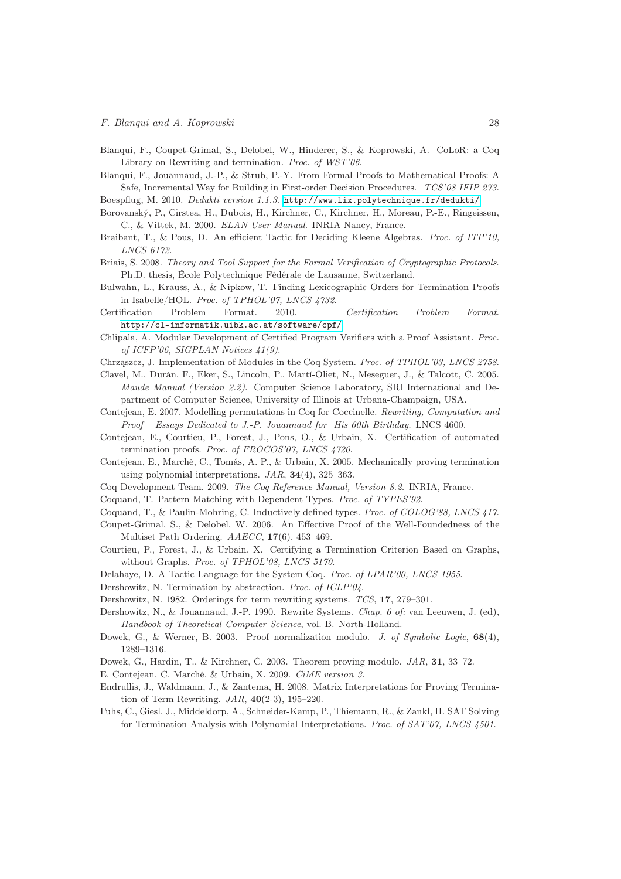Blanqui, F., Coupet-Grimal, S., Delobel, W., Hinderer, S., & Koprowski, A. CoLoR: a Coq Library on Rewriting and termination. *Proc. of WST'06.*

Blanqui, F., Jouannaud, J.-P., & Strub, P.-Y. From Formal Proofs to Mathematical Proofs: A Safe, Incremental Way for Building in First-order Decision Procedures. *TCS'08 IFIP 273.*

Boespflug, M. 2010. *Dedukti version 1.1.3.* http://www.lix.polytechnique.fr/dedukti/

Borovanský, P., Cirstea, H., Dubois, H., Kirchner, C., Kirchner, H., Moreau, P.-E., Ringeissen, C., & Vittek, M. 2000. *ELAN User Manual.* INRIA Nancy, France.

Braibant, T., & Pous, D. An efficient Tactic for Deciding Kleene Algebras. *Proc. of ITP'10, LNCS 6172.*

Briais, S. 2008. *Theory and Tool Support for the Formal Verification of Cryptographic Protocols.* Ph.D. thesis, École Polytechnique Fédérale de Lausanne, Switzerland.

Bulwahn, L., Krauss, A., & Nipkow, T. Finding Lexicographic Orders for Termination Proofs in Isabelle/HOL. *Proc. of TPHOL'07, LNCS 4732.*

Certification Problem Format. 2010. *Certification Problem Format.* http://cl-informatik.uibk.ac.at/software/cpf/

Chlipala, A. Modular Development of Certified Program Verifiers with a Proof Assistant. *Proc. of ICFP'06, SIGPLAN Notices 41(9).*

Chrząszcz, J. Implementation of Modules in the Coq System. *Proc. of TPHOL'03, LNCS 2758.*

Clavel, M., Durán, F., Eker, S., Lincoln, P., Martí-Oliet, N., Meseguer, J., & Talcott, C. 2005. *Maude Manual (Version 2.2).* Computer Science Laboratory, SRI International and Department of Computer Science, University of Illinois at Urbana-Champaign, USA.

Contejean, E. 2007. Modelling permutations in Coq for Coccinelle. *Rewriting, Computation and Proof – Essays Dedicated to J.-P. Jouannaud for His 60th Birthday.* LNCS 4600.

Contejean, E., Courtieu, P., Forest, J., Pons, O., & Urbain, X. Certification of automated termination proofs. *Proc. of FROCOS'07, LNCS 4720.*

Contejean, E., Marché, C., Tomás, A. P., & Urbain, X. 2005. Mechanically proving termination using polynomial interpretations. *JAR*, **34**(4), 325–363.

Coq Development Team. 2009. *The Coq Reference Manual, Version 8.2.* INRIA, France.

Coquand, T. Pattern Matching with Dependent Types. *Proc. of TYPES'92.*

Coquand, T., & Paulin-Mohring, C. Inductively defined types. *Proc. of COLOG'88, LNCS 417.*

Coupet-Grimal, S., & Delobel, W. 2006. An Effective Proof of the Well-Foundedness of the Multiset Path Ordering. *AAECC*, **17**(6), 453–469.

Courtieu, P., Forest, J., & Urbain, X. Certifying a Termination Criterion Based on Graphs, without Graphs. *Proc. of TPHOL'08, LNCS 5170.*

Delahaye, D. A Tactic Language for the System Coq. *Proc. of LPAR'00, LNCS 1955.*

Dershowitz, N. Termination by abstraction. *Proc. of ICLP'04.*

Dershowitz, N. 1982. Orderings for term rewriting systems. *TCS*, **17**, 279–301.

Dershowitz, N., & Jouannaud, J.-P. 1990. Rewrite Systems. *Chap. 6 of:* van Leeuwen, J. (ed), *Handbook of Theoretical Computer Science*, vol. B. North-Holland.

Dowek, G., & Werner, B. 2003. Proof normalization modulo. *J. of Symbolic Logic*, **68**(4), 1289–1316.

Dowek, G., Hardin, T., & Kirchner, C. 2003. Theorem proving modulo. *JAR*, **31**, 33–72.

E. Contejean, C. Marché, & Urbain, X. 2009. *CiME version 3.*

Endrullis, J., Waldmann, J., & Zantema, H. 2008. Matrix Interpretations for Proving Termination of Term Rewriting. *JAR*, **40**(2-3), 195–220.

Fuhs, C., Giesl, J., Middeldorp, A., Schneider-Kamp, P., Thiemann, R., & Zankl, H. SAT Solving for Termination Analysis with Polynomial Interpretations. *Proc. of SAT'07, LNCS 4501.*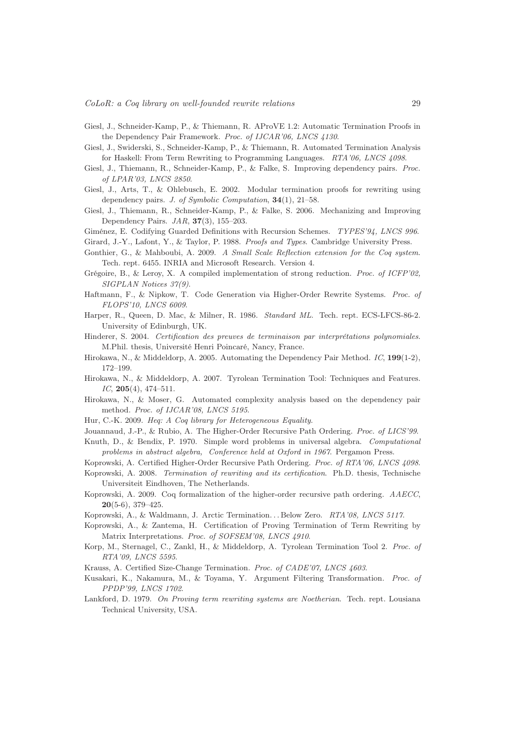Giesl, J., Schneider-Kamp, P., & Thiemann, R. AProVE 1.2: Automatic Termination Proofs in the Dependency Pair Framework. *Proc. of IJCAR'06, LNCS 4130*.

Giesl, J., Swiderski, S., Schneider-Kamp, P., & Thiemann, R. Automated Termination Analysis for Haskell: From Term Rewriting to Programming Languages. *RTA'06, LNCS 4098*.

Giesl, J., Thiemann, R., Schneider-Kamp, P., & Falke, S. Improving dependency pairs. *Proc. of LPAR'03, LNCS 2850*.

Giesl, J., Arts, T., & Ohlebusch, E. 2002. Modular termination proofs for rewriting using dependency pairs. *J. of Symbolic Computation*, **34**(1), 21–58.

Giesl, J., Thiemann, R., Schneider-Kamp, P., & Falke, S. 2006. Mechanizing and Improving Dependency Pairs. *JAR*, **37**(3), 155–203.

Giménez, E. Codifying Guarded Definitions with Recursion Schemes. *TYPES'94, LNCS 996*.

Girard, J.-Y., Lafont, Y., & Taylor, P. 1988. *Proofs and Types*. Cambridge University Press.

Gonthier, G., & Mahboubi, A. 2009. *A Small Scale Reflection extension for the Coq system*. Tech. rept. 6455. INRIA and Microsoft Research. Version 4.

Grégoire, B., & Leroy, X. A compiled implementation of strong reduction. *Proc. of ICFP'02, SIGPLAN Notices 37(9)*.

Haftmann, F., & Nipkow, T. Code Generation via Higher-Order Rewrite Systems. *Proc. of FLOPS'10, LNCS 6009*.

Harper, R., Queen, D. Mac, & Milner, R. 1986. *Standard ML*. Tech. rept. ECS-LFCS-86-2. University of Edinburgh, UK.

Hinderer, S. 2004. *Certification des preuves de terminaison par interprétations polynomiales*. M.Phil. thesis, Université Henri Poincaré, Nancy, France.

Hirokawa, N., & Middeldorp, A. 2005. Automating the Dependency Pair Method. *IC*, **199**(1-2), 172–199.

Hirokawa, N., & Middeldorp, A. 2007. Tyrolean Termination Tool: Techniques and Features. *IC*, **205**(4), 474–511.

Hirokawa, N., & Moser, G. Automated complexity analysis based on the dependency pair method. *Proc. of IJCAR'08, LNCS 5195*.

Hur, C.-K. 2009. *Heq: A Coq library for Heterogeneous Equality*.

Jouannaud, J.-P., & Rubio, A. The Higher-Order Recursive Path Ordering. *Proc. of LICS'99*.

Knuth, D., & Bendix, P. 1970. Simple word problems in universal algebra. *Computational problems in abstract algebra, Conference held at Oxford in 1967*. Pergamon Press.

Koprowski, A. Certified Higher-Order Recursive Path Ordering. *Proc. of RTA'06, LNCS 4098*.

Koprowski, A. 2008. *Termination of rewriting and its certification*. Ph.D. thesis, Technische Universiteit Eindhoven, The Netherlands.

Koprowski, A. 2009. Coq formalization of the higher-order recursive path ordering. *AAECC*, **20**(5-6), 379–425.

Koprowski, A., & Waldmann, J. Arctic Termination. . . Below Zero. *RTA'08, LNCS 5117*.

Koprowski, A., & Zantema, H. Certification of Proving Termination of Term Rewriting by Matrix Interpretations. *Proc. of SOFSEM'08, LNCS 4910*.

Korp, M., Sternagel, C., Zankl, H., & Middeldorp, A. Tyrolean Termination Tool 2. *Proc. of RTA'09, LNCS 5595*.

Krauss, A. Certified Size-Change Termination. *Proc. of CADE'07, LNCS 4603*.

Kusakari, K., Nakamura, M., & Toyama, Y. Argument Filtering Transformation. *Proc. of PPDP'99, LNCS 1702*.

Lankford, D. 1979. *On Proving term rewriting systems are Noetherian*. Tech. rept. Lousiana Technical University, USA.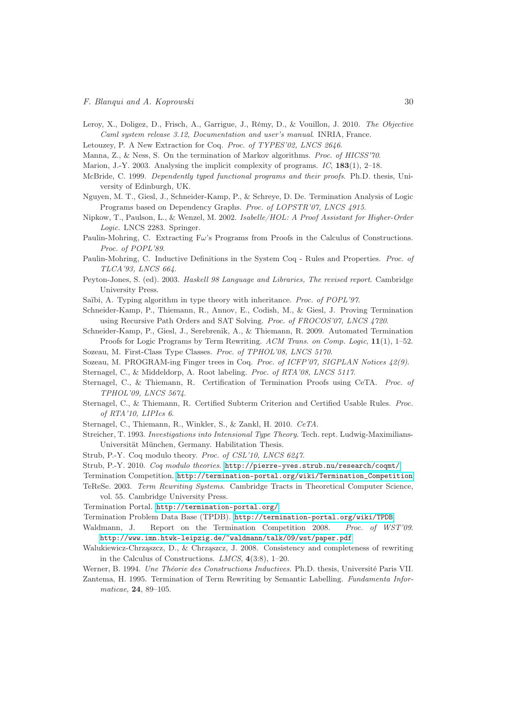Leroy, X., Doligez, D., Frisch, A., Garrigue, J., Rémy, D., & Vouillon, J. 2010. *The Objective Caml system release 3.12, Documentation and user's manual*. INRIA, France.

Letouzey, P. A New Extraction for Coq. *Proc. of TYPES'02, LNCS 2646*.

Manna, Z., & Ness, S. On the termination of Markov algorithms. *Proc. of HICSS'70*.

Marion, J.-Y. 2003. Analysing the implicit complexity of programs. *IC*, **183**(1), 2–18.

McBride, C. 1999. *Dependently typed functional programs and their proofs*. Ph.D. thesis, University of Edinburgh, UK.

Nguyen, M. T., Giesl, J., Schneider-Kamp, P., & Schreye, D. De. Termination Analysis of Logic Programs based on Dependency Graphs. *Proc. of LOPSTR'07, LNCS 4915*.

Nipkow, T., Paulson, L., & Wenzel, M. 2002. *Isabelle/HOL: A Proof Assistant for Higher-Order Logic*. LNCS 2283. Springer.

Paulin-Mohring, C. Extracting Fω's Programs from Proofs in the Calculus of Constructions. *Proc. of POPL'89*.

Paulin-Mohring, C. Inductive Definitions in the System Coq - Rules and Properties. *Proc. of TLCA'93, LNCS 664*.

Peyton-Jones, S. (ed). 2003. *Haskell 98 Language and Libraries, The revised report*. Cambridge University Press.

Saïbi, A. Typing algorithm in type theory with inheritance. *Proc. of POPL'97*.

Schneider-Kamp, P., Thiemann, R., Annov, E., Codish, M., & Giesl, J. Proving Termination using Recursive Path Orders and SAT Solving. *Proc. of FROCOS'07, LNCS 4720*.

Schneider-Kamp, P., Giesl, J., Serebrenik, A., & Thiemann, R. 2009. Automated Termination Proofs for Logic Programs by Term Rewriting. *ACM Trans. on Comp. Logic*, **11**(1), 1–52.

Sozeau, M. First-Class Type Classes. *Proc. of TPHOL'08, LNCS 5170*.

Sozeau, M. PROGRAM-ing Finger trees in Coq. *Proc. of ICFP'07, SIGPLAN Notices 42(9)*.

Sternagel, C., & Middeldorp, A. Root labeling. *Proc. of RTA'08, LNCS 5117*.

Sternagel, C., & Thiemann, R. Certification of Termination Proofs using CeTA. *Proc. of TPHOL'09, LNCS 5674*.

Sternagel, C., & Thiemann, R. Certified Subterm Criterion and Certified Usable Rules. *Proc. of RTA'10, LIPIcs 6*.

Sternagel, C., Thiemann, R., Winkler, S., & Zankl, H. 2010. *CeTA*.

Streicher, T. 1993. *Investigations into Intensional Type Theory*. Tech. rept. Ludwig-Maximilians-Universität München, Germany. Habilitation Thesis.

Strub, P.-Y. Coq modulo theory. *Proc. of CSL'10, LNCS 6247*.

Strub, P.-Y. 2010. *Coq modulo theories*. http://pierre-yves.strub.nu/research/coqmt/

Termination Competition. http://termination-portal.org/wiki/Termination_Competition

TeReSe. 2003. *Term Rewriting Systems*. Cambridge Tracts in Theoretical Computer Science, vol. 55. Cambridge University Press.

Termination Portal. http://termination-portal.org/

Termination Problem Data Base (TPDB). http://termination-portal.org/wiki/TPDB

Waldmann, J. Report on the Termination Competition 2008. *Proc. of WST'09*. http://www.imn.htwk-leipzig.de/~waldmann/talk/09/wst/paper.pdf

Walukiewicz-Chrząszcz, D., & Chrząszcz, J. 2008. Consistency and completeness of rewriting in the Calculus of Constructions. *LMCS*, **4**(3:8), 1–20.

Werner, B. 1994. *Une Théorie des Constructions Inductives*. Ph.D. thesis, Université Paris VII.

Zantema, H. 1995. Termination of Term Rewriting by Semantic Labelling. *Fundamenta Informaticae*, **24**, 89–105.